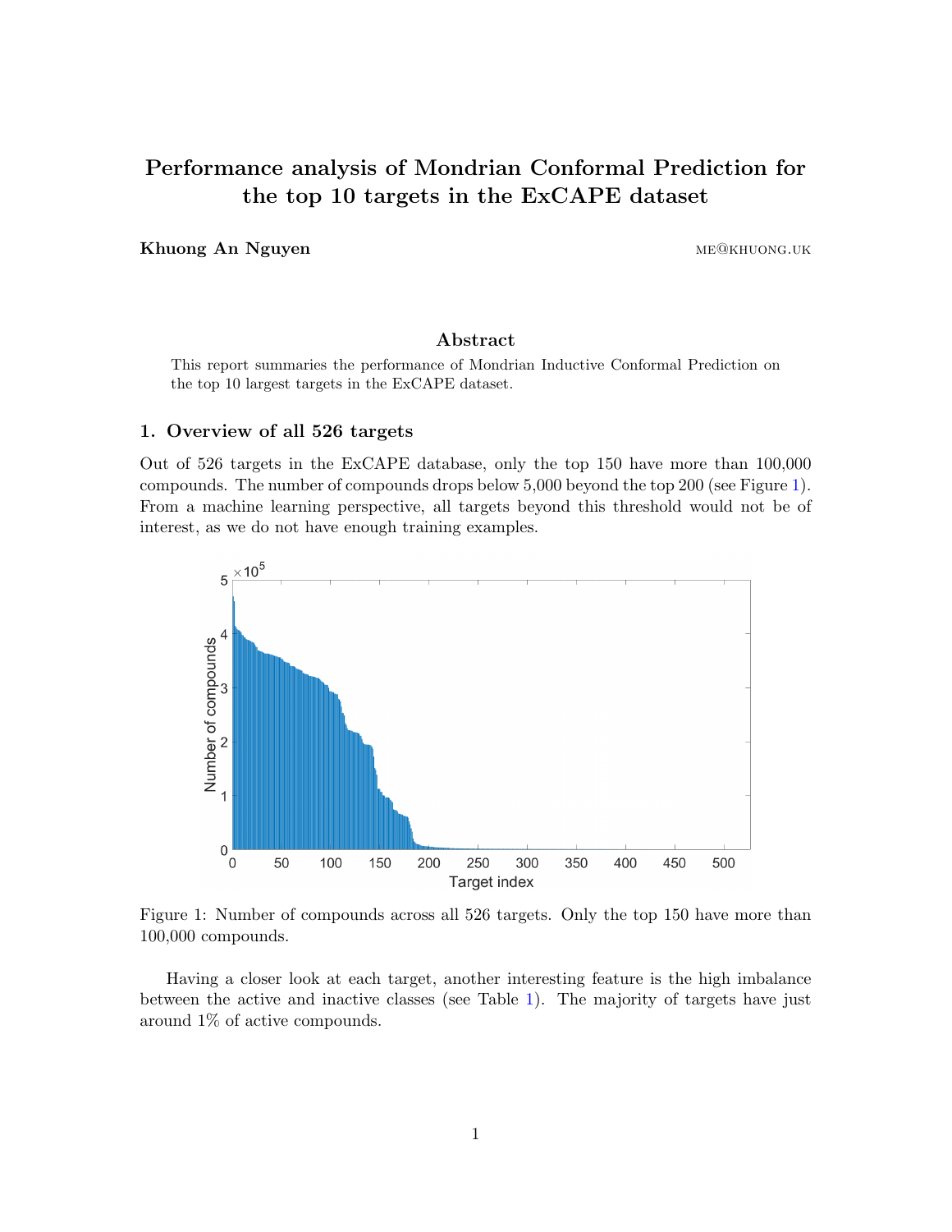# Performance analysis of Mondrian Conformal Prediction for the top 10 targets in the ExCAPE dataset

**Khuong An Nguyen** me@khuong.uk

### Abstract

This report summaries the performance of Mondrian Inductive Conformal Prediction on the top 10 largest targets in the ExCAPE dataset.

## 1. Overview of all 526 targets

Out of 526 targets in the ExCAPE database, only the top 150 have more than 100,000 compounds. The number of compounds drops below 5,000 beyond the top 200 (see Figure 1). From a machine learning perspective, all targets beyond this threshold would not be of interest, as we do not have enough training examples.

Figure 1: Number of compounds across all 526 targets. Only the top 150 have more than 100,000 compounds.

Having a closer look at each target, another interesting feature is the high imbalance between the active and inactive classes (see Table 1). The majority of targets have just around 1% of active compounds.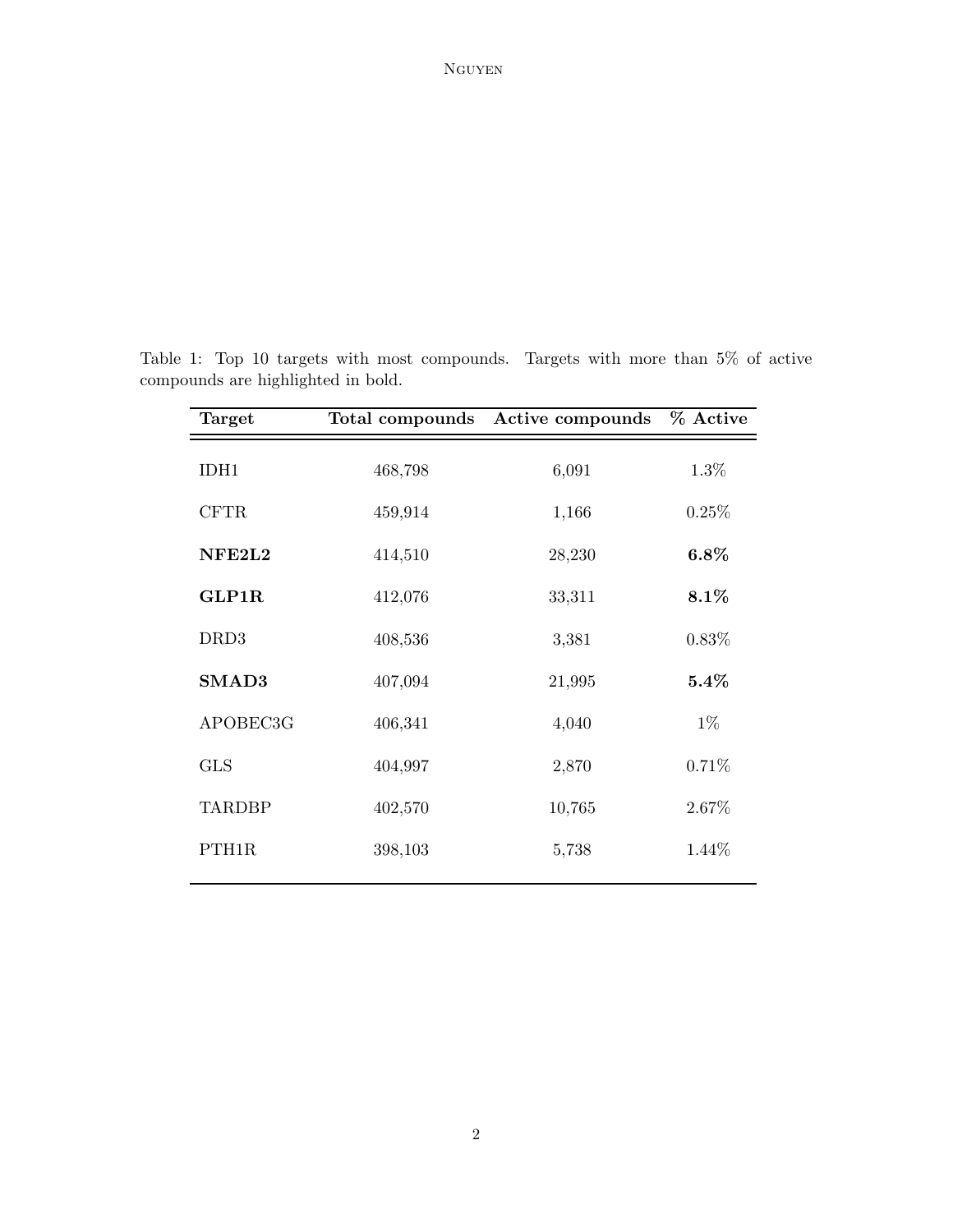Table 1: Top 10 targets with most compounds. Targets with more than 5% of active compounds are highlighted in bold.

| **Target** | **Total compounds** | **Active compounds** | **% Active** |
|---|---|---|---|
| IDH1 | 468,798 | 6,091 | 1.3% |
| CFTR | 459,914 | 1,166 | 0.25% |
| **NFE2L2** | 414,510 | 28,230 | **6.8%** |
| **GLP1R** | 412,076 | 33,311 | **8.1%** |
| DRD3 | 408,536 | 3,381 | 0.83% |
| **SMAD3** | 407,094 | 21,995 | **5.4%** |
| APOBEC3G | 406,341 | 4,040 | 1% |
| GLS | 404,997 | 2,870 | 0.71% |
| TARDBP | 402,570 | 10,765 | 2.67% |
| PTH1R | 398,103 | 5,738 | 1.44% |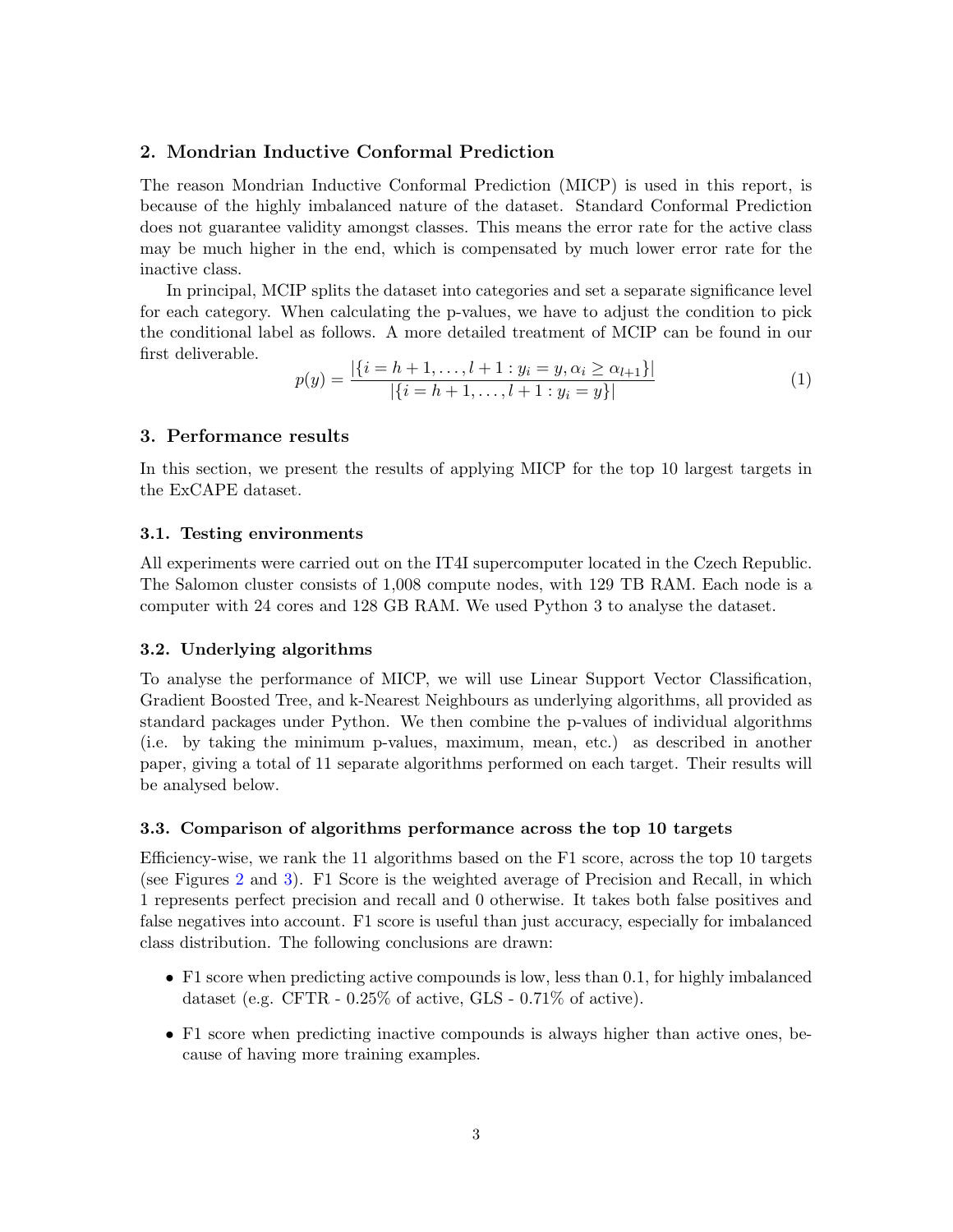## 2. Mondrian Inductive Conformal Prediction

The reason Mondrian Inductive Conformal Prediction (MICP) is used in this report, is because of the highly imbalanced nature of the dataset. Standard Conformal Prediction does not guarantee validity amongst classes. This means the error rate for the active class may be much higher in the end, which is compensated by much lower error rate for the inactive class.

In principal, MCIP splits the dataset into categories and set a separate significance level for each category. When calculating the p-values, we have to adjust the condition to pick the conditional label as follows. A more detailed treatment of MCIP can be found in our first deliverable.

$$p(y) = \frac{|\{i = h+1, \ldots, l+1 : y_i = y, \alpha_i \geq \alpha_{l+1}\}|}{|\{i = h+1, \ldots, l+1 : y_i = y\}|} \tag{1}$$

## 3. Performance results

In this section, we present the results of applying MICP for the top 10 largest targets in the ExCAPE dataset.

### 3.1. Testing environments

All experiments were carried out on the IT4I supercomputer located in the Czech Republic. The Salomon cluster consists of 1,008 compute nodes, with 129 TB RAM. Each node is a computer with 24 cores and 128 GB RAM. We used Python 3 to analyse the dataset.

### 3.2. Underlying algorithms

To analyse the performance of MICP, we will use Linear Support Vector Classification, Gradient Boosted Tree, and k-Nearest Neighbours as underlying algorithms, all provided as standard packages under Python. We then combine the p-values of individual algorithms (i.e. by taking the minimum p-values, maximum, mean, etc.) as described in another paper, giving a total of 11 separate algorithms performed on each target. Their results will be analysed below.

### 3.3. Comparison of algorithms performance across the top 10 targets

Efficiency-wise, we rank the 11 algorithms based on the F1 score, across the top 10 targets (see Figures 2 and 3). F1 Score is the weighted average of Precision and Recall, in which 1 represents perfect precision and recall and 0 otherwise. It takes both false positives and false negatives into account. F1 score is useful than just accuracy, especially for imbalanced class distribution. The following conclusions are drawn:

- F1 score when predicting active compounds is low, less than 0.1, for highly imbalanced dataset (e.g. CFTR - 0.25% of active, GLS - 0.71% of active).
- F1 score when predicting inactive compounds is always higher than active ones, because of having more training examples.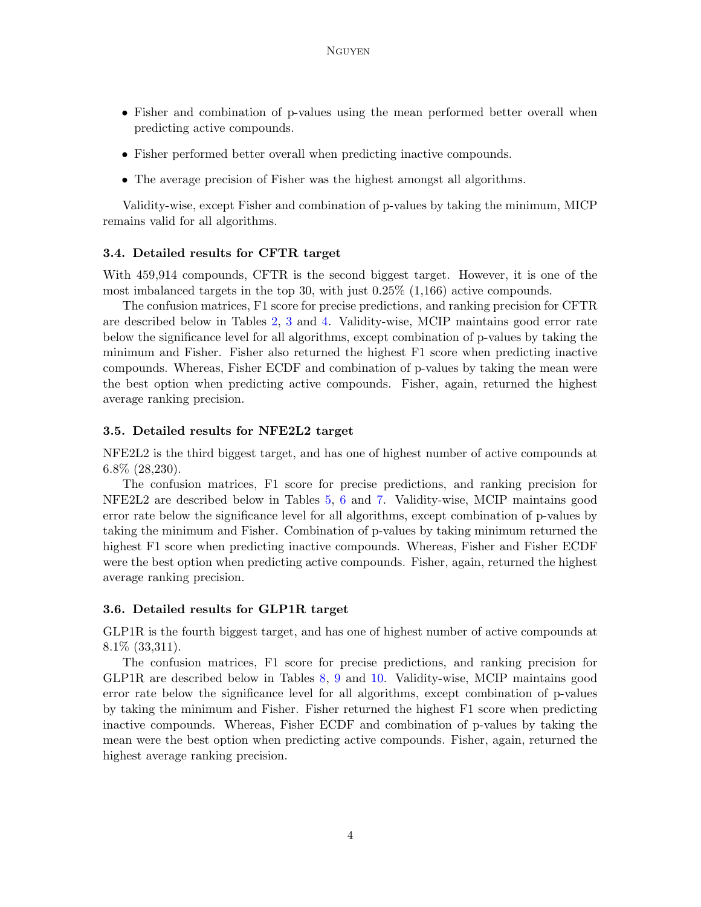- Fisher and combination of p-values using the mean performed better overall when predicting active compounds.
- Fisher performed better overall when predicting inactive compounds.
- The average precision of Fisher was the highest amongst all algorithms.

Validity-wise, except Fisher and combination of p-values by taking the minimum, MICP remains valid for all algorithms.

### 3.4. Detailed results for CFTR target

With 459,914 compounds, CFTR is the second biggest target. However, it is one of the most imbalanced targets in the top 30, with just 0.25% (1,166) active compounds.

The confusion matrices, F1 score for precise predictions, and ranking precision for CFTR are described below in Tables 2, 3 and 4. Validity-wise, MCIP maintains good error rate below the significance level for all algorithms, except combination of p-values by taking the minimum and Fisher. Fisher also returned the highest F1 score when predicting inactive compounds. Whereas, Fisher ECDF and combination of p-values by taking the mean were the best option when predicting active compounds. Fisher, again, returned the highest average ranking precision.

### 3.5. Detailed results for NFE2L2 target

NFE2L2 is the third biggest target, and has one of highest number of active compounds at 6.8% (28,230).

The confusion matrices, F1 score for precise predictions, and ranking precision for NFE2L2 are described below in Tables 5, 6 and 7. Validity-wise, MCIP maintains good error rate below the significance level for all algorithms, except combination of p-values by taking the minimum and Fisher. Combination of p-values by taking minimum returned the highest F1 score when predicting inactive compounds. Whereas, Fisher and Fisher ECDF were the best option when predicting active compounds. Fisher, again, returned the highest average ranking precision.

### 3.6. Detailed results for GLP1R target

GLP1R is the fourth biggest target, and has one of highest number of active compounds at 8.1% (33,311).

The confusion matrices, F1 score for precise predictions, and ranking precision for GLP1R are described below in Tables 8, 9 and 10. Validity-wise, MCIP maintains good error rate below the significance level for all algorithms, except combination of p-values by taking the minimum and Fisher. Fisher returned the highest F1 score when predicting inactive compounds. Whereas, Fisher ECDF and combination of p-values by taking the mean were the best option when predicting active compounds. Fisher, again, returned the highest average ranking precision.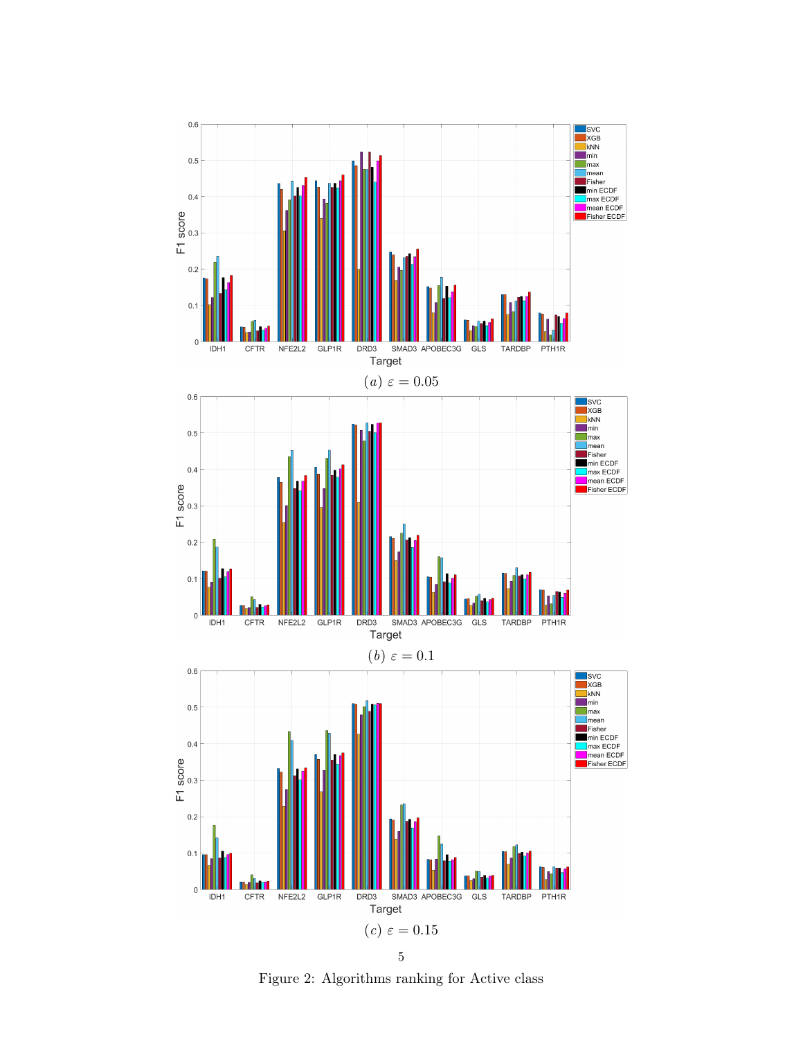(a) $\varepsilon = 0.05$

(b) $\varepsilon = 0.1$

(c) $\varepsilon = 0.15$

Figure 2: Algorithms ranking for Active class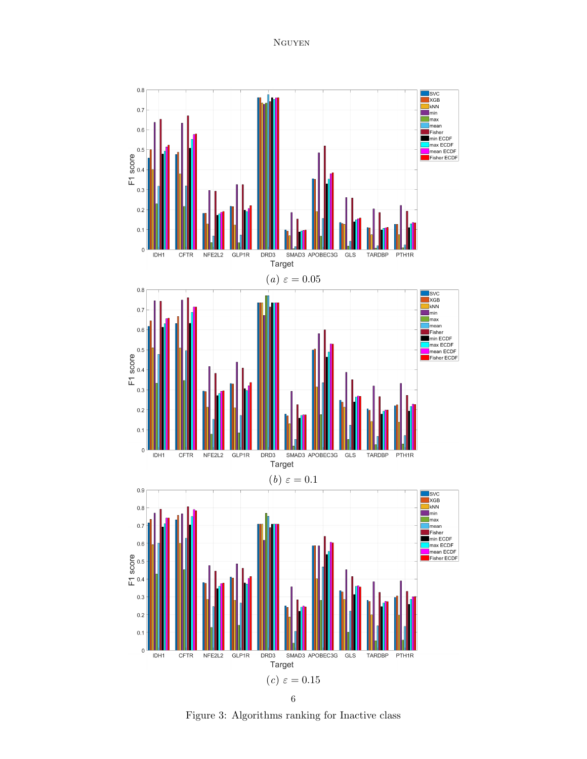$(a)\ \varepsilon = 0.05$

$(b)\ \varepsilon = 0.1$

$(c)\ \varepsilon = 0.15$

Figure 3: Algorithms ranking for Inactive class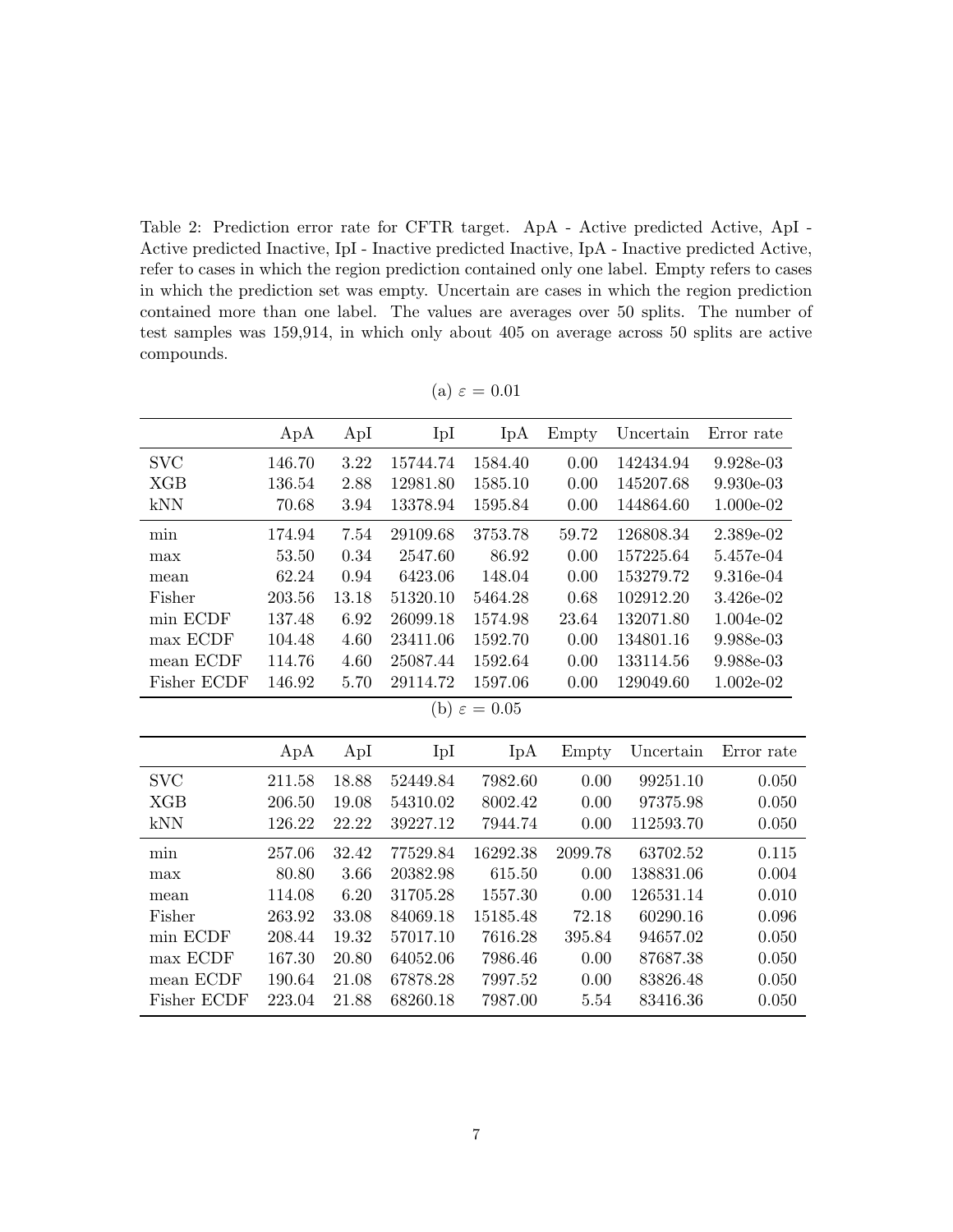Table 2: Prediction error rate for CFTR target. ApA - Active predicted Active, ApI - Active predicted Inactive, IpI - Inactive predicted Inactive, IpA - Inactive predicted Active, refer to cases in which the region prediction contained only one label. Empty refers to cases in which the prediction set was empty. Uncertain are cases in which the region prediction contained more than one label. The values are averages over 50 splits. The number of test samples was 159,914, in which only about 405 on average across 50 splits are active compounds.

(a) $\varepsilon = 0.01$

| | ApA | ApI | IpI | IpA | Empty | Uncertain | Error rate |
|---|---|---|---|---|---|---|---|
| SVC | 146.70 | 3.22 | 15744.74 | 1584.40 | 0.00 | 142434.94 | 9.928e-03 |
| XGB | 136.54 | 2.88 | 12981.80 | 1585.10 | 0.00 | 145207.68 | 9.930e-03 |
| kNN | 70.68 | 3.94 | 13378.94 | 1595.84 | 0.00 | 144864.60 | 1.000e-02 |
| min | 174.94 | 7.54 | 29109.68 | 3753.78 | 59.72 | 126808.34 | 2.389e-02 |
| max | 53.50 | 0.34 | 2547.60 | 86.92 | 0.00 | 157225.64 | 5.457e-04 |
| mean | 62.24 | 0.94 | 6423.06 | 148.04 | 0.00 | 153279.72 | 9.316e-04 |
| Fisher | 203.56 | 13.18 | 51320.10 | 5464.28 | 0.68 | 102912.20 | 3.426e-02 |
| min ECDF | 137.48 | 6.92 | 26099.18 | 1574.98 | 23.64 | 132071.80 | 1.004e-02 |
| max ECDF | 104.48 | 4.60 | 23411.06 | 1592.70 | 0.00 | 134801.16 | 9.988e-03 |
| mean ECDF | 114.76 | 4.60 | 25087.44 | 1592.64 | 0.00 | 133114.56 | 9.988e-03 |
| Fisher ECDF | 146.92 | 5.70 | 29114.72 | 1597.06 | 0.00 | 129049.60 | 1.002e-02 |

(b) $\varepsilon = 0.05$

| | ApA | ApI | IpI | IpA | Empty | Uncertain | Error rate |
|---|---|---|---|---|---|---|---|
| SVC | 211.58 | 18.88 | 52449.84 | 7982.60 | 0.00 | 99251.10 | 0.050 |
| XGB | 206.50 | 19.08 | 54310.02 | 8002.42 | 0.00 | 97375.98 | 0.050 |
| kNN | 126.22 | 22.22 | 39227.12 | 7944.74 | 0.00 | 112593.70 | 0.050 |
| min | 257.06 | 32.42 | 77529.84 | 16292.38 | 2099.78 | 63702.52 | 0.115 |
| max | 80.80 | 3.66 | 20382.98 | 615.50 | 0.00 | 138831.06 | 0.004 |
| mean | 114.08 | 6.20 | 31705.28 | 1557.30 | 0.00 | 126531.14 | 0.010 |
| Fisher | 263.92 | 33.08 | 84069.18 | 15185.48 | 72.18 | 60290.16 | 0.096 |
| min ECDF | 208.44 | 19.32 | 57017.10 | 7616.28 | 395.84 | 94657.02 | 0.050 |
| max ECDF | 167.30 | 20.80 | 64052.06 | 7986.46 | 0.00 | 87687.38 | 0.050 |
| mean ECDF | 190.64 | 21.08 | 67878.28 | 7997.52 | 0.00 | 83826.48 | 0.050 |
| Fisher ECDF | 223.04 | 21.88 | 68260.18 | 7987.00 | 5.54 | 83416.36 | 0.050 |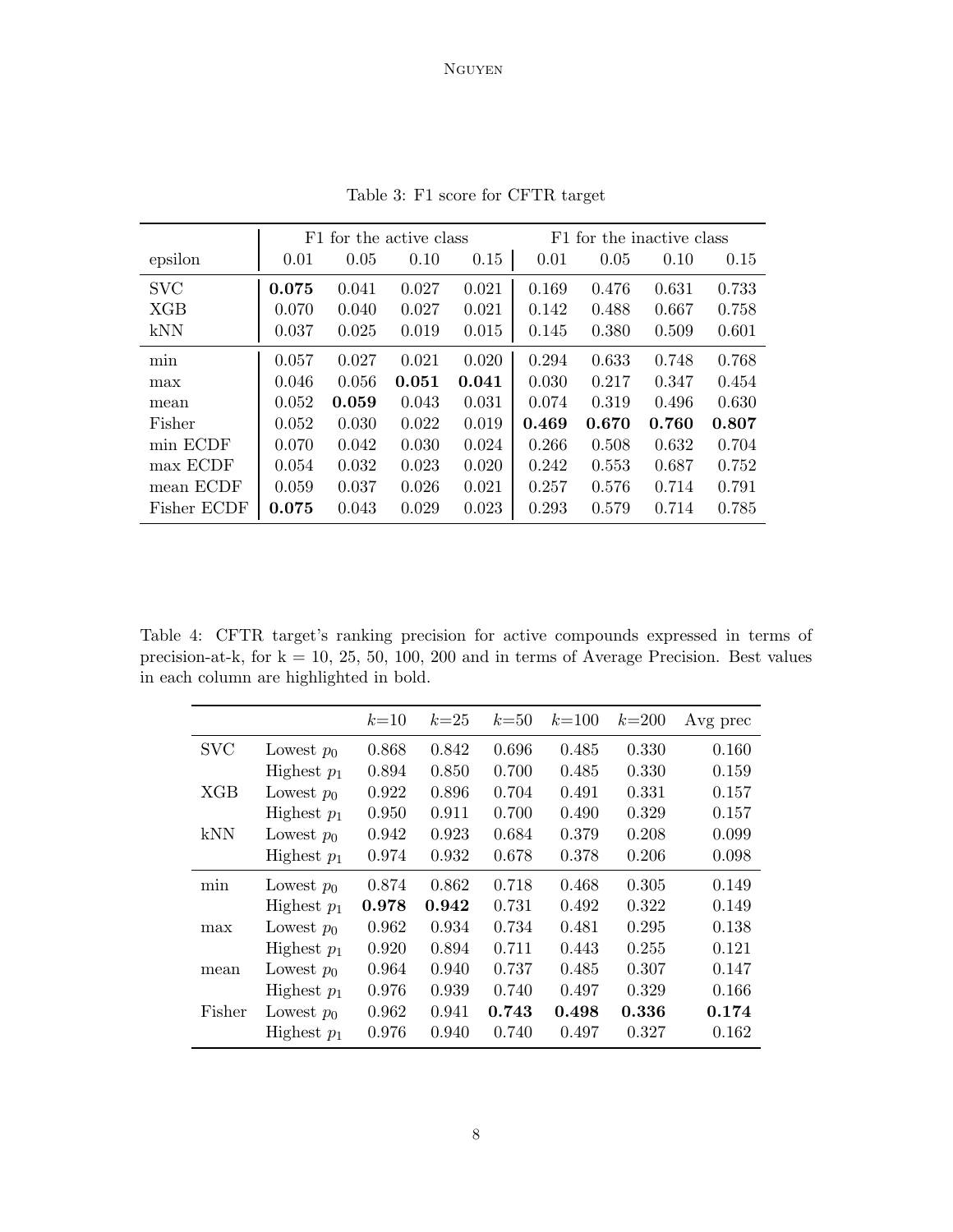Table 3: F1 score for CFTR target

| | F1 for the active class | | | | F1 for the inactive class | | | |
|---|---|---|---|---|---|---|---|---|
| epsilon | 0.01 | 0.05 | 0.10 | 0.15 | 0.01 | 0.05 | 0.10 | 0.15 |
| SVC | **0.075** | 0.041 | 0.027 | 0.021 | 0.169 | 0.476 | 0.631 | 0.733 |
| XGB | 0.070 | 0.040 | 0.027 | 0.021 | 0.142 | 0.488 | 0.667 | 0.758 |
| kNN | 0.037 | 0.025 | 0.019 | 0.015 | 0.145 | 0.380 | 0.509 | 0.601 |
| min | 0.057 | 0.027 | 0.021 | 0.020 | 0.294 | 0.633 | 0.748 | 0.768 |
| max | 0.046 | 0.056 | **0.051** | **0.041** | 0.030 | 0.217 | 0.347 | 0.454 |
| mean | 0.052 | **0.059** | 0.043 | 0.031 | 0.074 | 0.319 | 0.496 | 0.630 |
| Fisher | 0.052 | 0.030 | 0.022 | 0.019 | **0.469** | **0.670** | **0.760** | **0.807** |
| min ECDF | 0.070 | 0.042 | 0.030 | 0.024 | 0.266 | 0.508 | 0.632 | 0.704 |
| max ECDF | 0.054 | 0.032 | 0.023 | 0.020 | 0.242 | 0.553 | 0.687 | 0.752 |
| mean ECDF | 0.059 | 0.037 | 0.026 | 0.021 | 0.257 | 0.576 | 0.714 | 0.791 |
| Fisher ECDF | **0.075** | 0.043 | 0.029 | 0.023 | 0.293 | 0.579 | 0.714 | 0.785 |

Table 4: CFTR target's ranking precision for active compounds expressed in terms of precision-at-k, for k = 10, 25, 50, 100, 200 and in terms of Average Precision. Best values in each column are highlighted in bold.

| | | $k$=10 | $k$=25 | $k$=50 | $k$=100 | $k$=200 | Avg prec |
|---|---|---|---|---|---|---|---|
| SVC | Lowest $p_0$ | 0.868 | 0.842 | 0.696 | 0.485 | 0.330 | 0.160 |
| | Highest $p_1$ | 0.894 | 0.850 | 0.700 | 0.485 | 0.330 | 0.159 |
| XGB | Lowest $p_0$ | 0.922 | 0.896 | 0.704 | 0.491 | 0.331 | 0.157 |
| | Highest $p_1$ | 0.950 | 0.911 | 0.700 | 0.490 | 0.329 | 0.157 |
| kNN | Lowest $p_0$ | 0.942 | 0.923 | 0.684 | 0.379 | 0.208 | 0.099 |
| | Highest $p_1$ | 0.974 | 0.932 | 0.678 | 0.378 | 0.206 | 0.098 |
| min | Lowest $p_0$ | 0.874 | 0.862 | 0.718 | 0.468 | 0.305 | 0.149 |
| | Highest $p_1$ | **0.978** | **0.942** | 0.731 | 0.492 | 0.322 | 0.149 |
| max | Lowest $p_0$ | 0.962 | 0.934 | 0.734 | 0.481 | 0.295 | 0.138 |
| | Highest $p_1$ | 0.920 | 0.894 | 0.711 | 0.443 | 0.255 | 0.121 |
| mean | Lowest $p_0$ | 0.964 | 0.940 | 0.737 | 0.485 | 0.307 | 0.147 |
| | Highest $p_1$ | 0.976 | 0.939 | 0.740 | 0.497 | 0.329 | 0.166 |
| Fisher | Lowest $p_0$ | 0.962 | 0.941 | **0.743** | **0.498** | **0.336** | **0.174** |
| | Highest $p_1$ | 0.976 | 0.940 | 0.740 | 0.497 | 0.327 | 0.162 |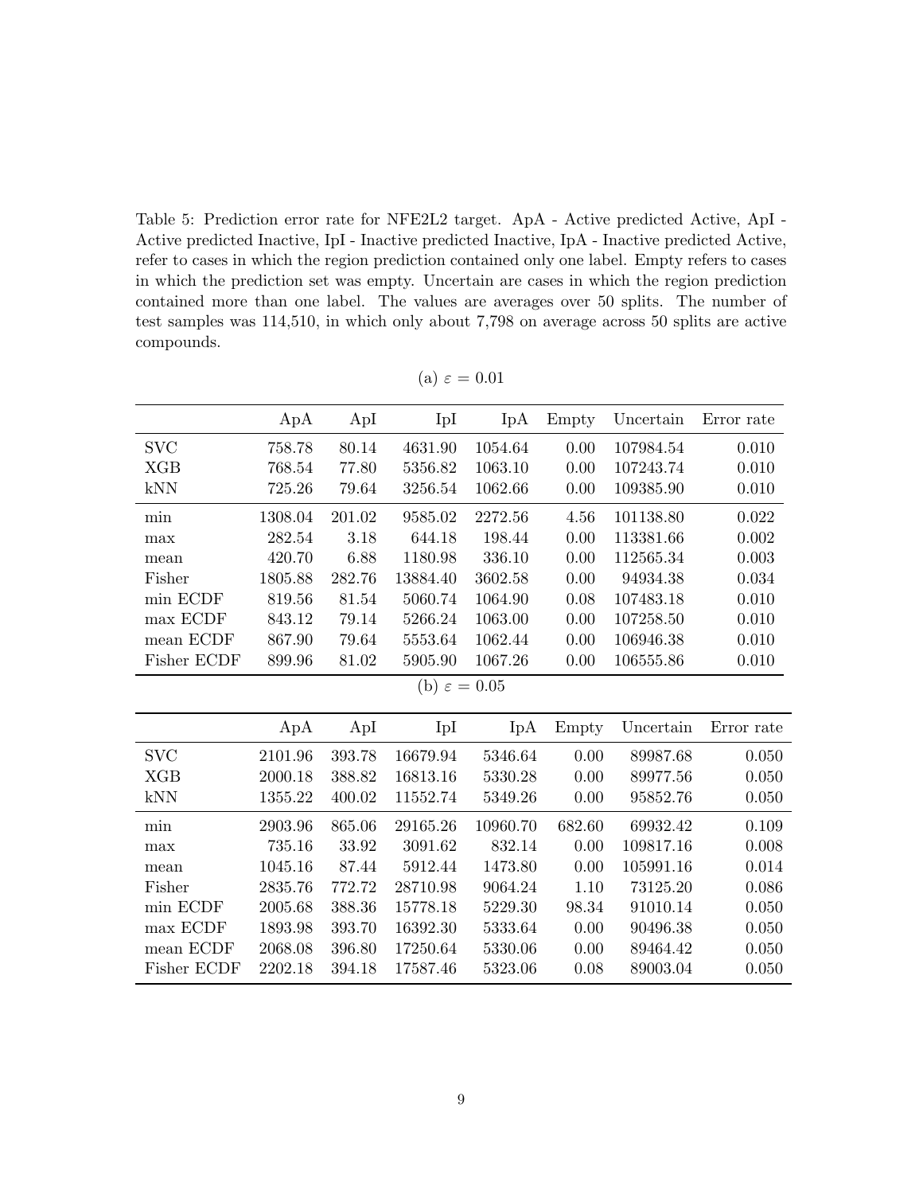Table 5: Prediction error rate for NFE2L2 target. ApA - Active predicted Active, ApI - Active predicted Inactive, IpI - Inactive predicted Inactive, IpA - Inactive predicted Active, refer to cases in which the region prediction contained only one label. Empty refers to cases in which the prediction set was empty. Uncertain are cases in which the region prediction contained more than one label. The values are averages over 50 splits. The number of test samples was 114,510, in which only about 7,798 on average across 50 splits are active compounds.

(a) $\varepsilon = 0.01$

| | ApA | ApI | IpI | IpA | Empty | Uncertain | Error rate |
|---|---|---|---|---|---|---|---|
| SVC | 758.78 | 80.14 | 4631.90 | 1054.64 | 0.00 | 107984.54 | 0.010 |
| XGB | 768.54 | 77.80 | 5356.82 | 1063.10 | 0.00 | 107243.74 | 0.010 |
| kNN | 725.26 | 79.64 | 3256.54 | 1062.66 | 0.00 | 109385.90 | 0.010 |
| min | 1308.04 | 201.02 | 9585.02 | 2272.56 | 4.56 | 101138.80 | 0.022 |
| max | 282.54 | 3.18 | 644.18 | 198.44 | 0.00 | 113381.66 | 0.002 |
| mean | 420.70 | 6.88 | 1180.98 | 336.10 | 0.00 | 112565.34 | 0.003 |
| Fisher | 1805.88 | 282.76 | 13884.40 | 3602.58 | 0.00 | 94934.38 | 0.034 |
| min ECDF | 819.56 | 81.54 | 5060.74 | 1064.90 | 0.08 | 107483.18 | 0.010 |
| max ECDF | 843.12 | 79.14 | 5266.24 | 1063.00 | 0.00 | 107258.50 | 0.010 |
| mean ECDF | 867.90 | 79.64 | 5553.64 | 1062.44 | 0.00 | 106946.38 | 0.010 |
| Fisher ECDF | 899.96 | 81.02 | 5905.90 | 1067.26 | 0.00 | 106555.86 | 0.010 |

(b) $\varepsilon = 0.05$

| | ApA | ApI | IpI | IpA | Empty | Uncertain | Error rate |
|---|---|---|---|---|---|---|---|
| SVC | 2101.96 | 393.78 | 16679.94 | 5346.64 | 0.00 | 89987.68 | 0.050 |
| XGB | 2000.18 | 388.82 | 16813.16 | 5330.28 | 0.00 | 89977.56 | 0.050 |
| kNN | 1355.22 | 400.02 | 11552.74 | 5349.26 | 0.00 | 95852.76 | 0.050 |
| min | 2903.96 | 865.06 | 29165.26 | 10960.70 | 682.60 | 69932.42 | 0.109 |
| max | 735.16 | 33.92 | 3091.62 | 832.14 | 0.00 | 109817.16 | 0.008 |
| mean | 1045.16 | 87.44 | 5912.44 | 1473.80 | 0.00 | 105991.16 | 0.014 |
| Fisher | 2835.76 | 772.72 | 28710.98 | 9064.24 | 1.10 | 73125.20 | 0.086 |
| min ECDF | 2005.68 | 388.36 | 15778.18 | 5229.30 | 98.34 | 91010.14 | 0.050 |
| max ECDF | 1893.98 | 393.70 | 16392.30 | 5333.64 | 0.00 | 90496.38 | 0.050 |
| mean ECDF | 2068.08 | 396.80 | 17250.64 | 5330.06 | 0.00 | 89464.42 | 0.050 |
| Fisher ECDF | 2202.18 | 394.18 | 17587.46 | 5323.06 | 0.08 | 89003.04 | 0.050 |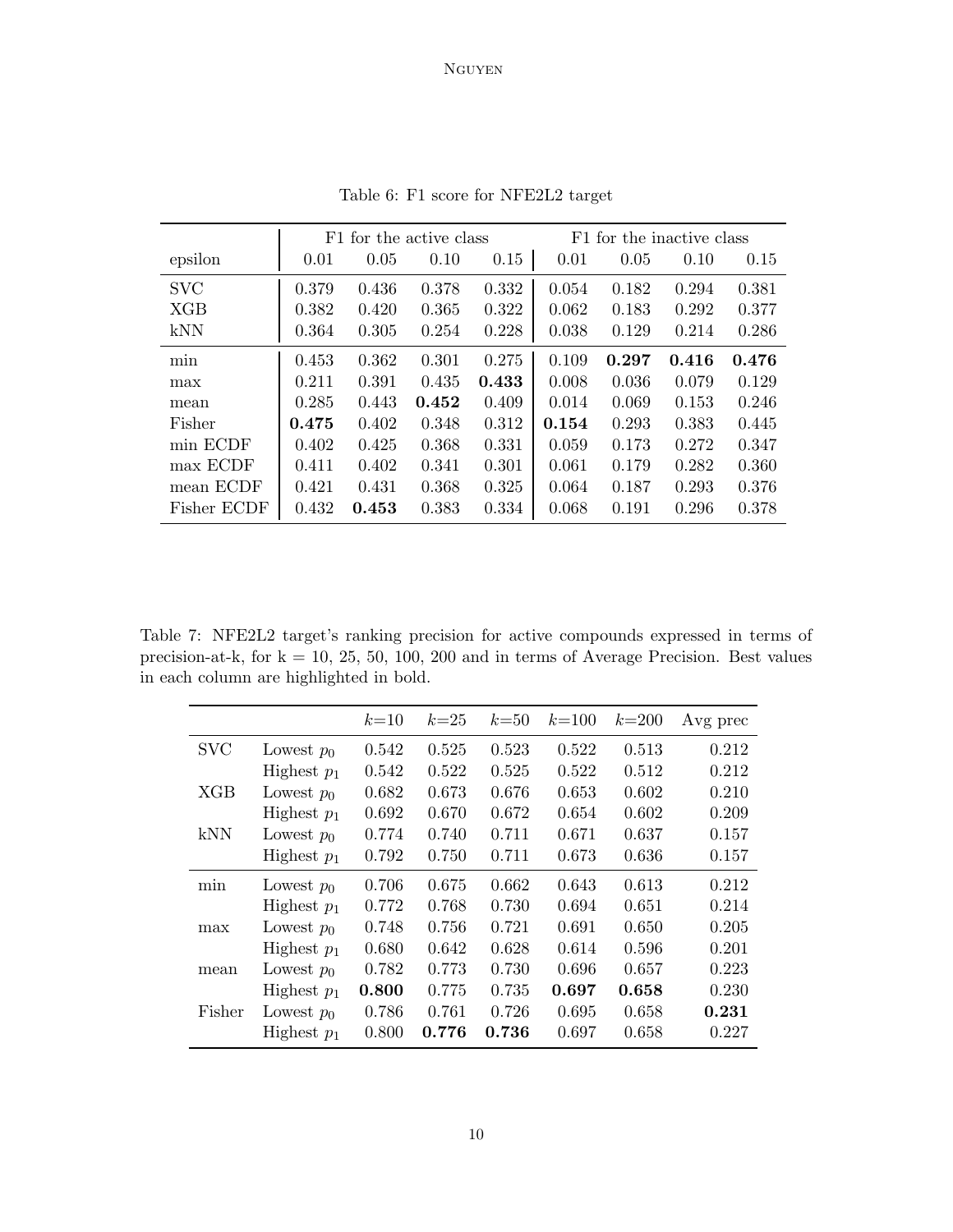Table 6: F1 score for NFE2L2 target

| | F1 for the active class | | | | F1 for the inactive class | | | |
|---|---|---|---|---|---|---|---|---|
| epsilon | 0.01 | 0.05 | 0.10 | 0.15 | 0.01 | 0.05 | 0.10 | 0.15 |
| SVC | 0.379 | 0.436 | 0.378 | 0.332 | 0.054 | 0.182 | 0.294 | 0.381 |
| XGB | 0.382 | 0.420 | 0.365 | 0.322 | 0.062 | 0.183 | 0.292 | 0.377 |
| kNN | 0.364 | 0.305 | 0.254 | 0.228 | 0.038 | 0.129 | 0.214 | 0.286 |
| min | 0.453 | 0.362 | 0.301 | 0.275 | 0.109 | **0.297** | **0.416** | **0.476** |
| max | 0.211 | 0.391 | 0.435 | **0.433** | 0.008 | 0.036 | 0.079 | 0.129 |
| mean | 0.285 | 0.443 | **0.452** | 0.409 | 0.014 | 0.069 | 0.153 | 0.246 |
| Fisher | **0.475** | 0.402 | 0.348 | 0.312 | **0.154** | 0.293 | 0.383 | 0.445 |
| min ECDF | 0.402 | 0.425 | 0.368 | 0.331 | 0.059 | 0.173 | 0.272 | 0.347 |
| max ECDF | 0.411 | 0.402 | 0.341 | 0.301 | 0.061 | 0.179 | 0.282 | 0.360 |
| mean ECDF | 0.421 | 0.431 | 0.368 | 0.325 | 0.064 | 0.187 | 0.293 | 0.376 |
| Fisher ECDF | 0.432 | **0.453** | 0.383 | 0.334 | 0.068 | 0.191 | 0.296 | 0.378 |

Table 7: NFE2L2 target's ranking precision for active compounds expressed in terms of precision-at-k, for k = 10, 25, 50, 100, 200 and in terms of Average Precision. Best values in each column are highlighted in bold.

| | | $k$=10 | $k$=25 | $k$=50 | $k$=100 | $k$=200 | Avg prec |
|---|---|---|---|---|---|---|---|
| SVC | Lowest $p_0$ | 0.542 | 0.525 | 0.523 | 0.522 | 0.513 | 0.212 |
| | Highest $p_1$ | 0.542 | 0.522 | 0.525 | 0.522 | 0.512 | 0.212 |
| XGB | Lowest $p_0$ | 0.682 | 0.673 | 0.676 | 0.653 | 0.602 | 0.210 |
| | Highest $p_1$ | 0.692 | 0.670 | 0.672 | 0.654 | 0.602 | 0.209 |
| kNN | Lowest $p_0$ | 0.774 | 0.740 | 0.711 | 0.671 | 0.637 | 0.157 |
| | Highest $p_1$ | 0.792 | 0.750 | 0.711 | 0.673 | 0.636 | 0.157 |
| min | Lowest $p_0$ | 0.706 | 0.675 | 0.662 | 0.643 | 0.613 | 0.212 |
| | Highest $p_1$ | 0.772 | 0.768 | 0.730 | 0.694 | 0.651 | 0.214 |
| max | Lowest $p_0$ | 0.748 | 0.756 | 0.721 | 0.691 | 0.650 | 0.205 |
| | Highest $p_1$ | 0.680 | 0.642 | 0.628 | 0.614 | 0.596 | 0.201 |
| mean | Lowest $p_0$ | 0.782 | 0.773 | 0.730 | 0.696 | 0.657 | 0.223 |
| | Highest $p_1$ | **0.800** | 0.775 | 0.735 | **0.697** | **0.658** | 0.230 |
| Fisher | Lowest $p_0$ | 0.786 | 0.761 | 0.726 | 0.695 | 0.658 | **0.231** |
| | Highest $p_1$ | 0.800 | **0.776** | **0.736** | 0.697 | 0.658 | 0.227 |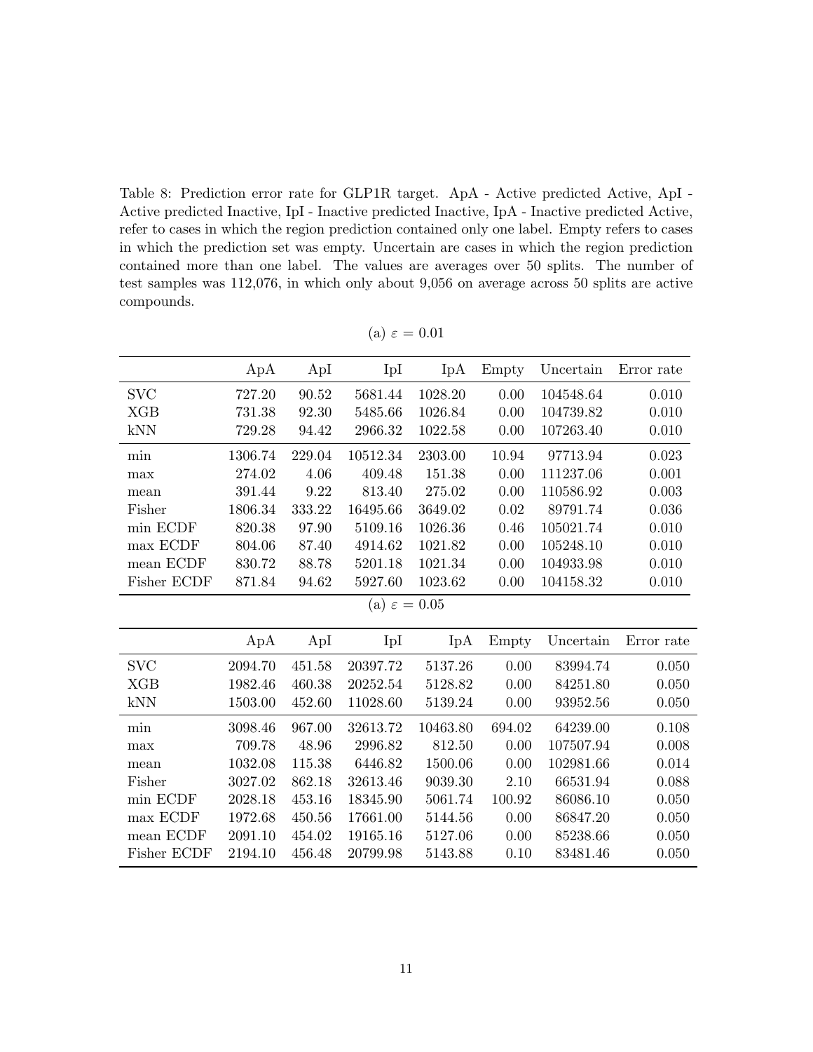Table 8: Prediction error rate for GLP1R target. ApA - Active predicted Active, ApI - Active predicted Inactive, IpI - Inactive predicted Inactive, IpA - Inactive predicted Active, refer to cases in which the region prediction contained only one label. Empty refers to cases in which the prediction set was empty. Uncertain are cases in which the region prediction contained more than one label. The values are averages over 50 splits. The number of test samples was 112,076, in which only about 9,056 on average across 50 splits are active compounds.

(a) $\varepsilon = 0.01$

| | ApA | ApI | IpI | IpA | Empty | Uncertain | Error rate |
|---|---|---|---|---|---|---|---|
| SVC | 727.20 | 90.52 | 5681.44 | 1028.20 | 0.00 | 104548.64 | 0.010 |
| XGB | 731.38 | 92.30 | 5485.66 | 1026.84 | 0.00 | 104739.82 | 0.010 |
| kNN | 729.28 | 94.42 | 2966.32 | 1022.58 | 0.00 | 107263.40 | 0.010 |
| min | 1306.74 | 229.04 | 10512.34 | 2303.00 | 10.94 | 97713.94 | 0.023 |
| max | 274.02 | 4.06 | 409.48 | 151.38 | 0.00 | 111237.06 | 0.001 |
| mean | 391.44 | 9.22 | 813.40 | 275.02 | 0.00 | 110586.92 | 0.003 |
| Fisher | 1806.34 | 333.22 | 16495.66 | 3649.02 | 0.02 | 89791.74 | 0.036 |
| min ECDF | 820.38 | 97.90 | 5109.16 | 1026.36 | 0.46 | 105021.74 | 0.010 |
| max ECDF | 804.06 | 87.40 | 4914.62 | 1021.82 | 0.00 | 105248.10 | 0.010 |
| mean ECDF | 830.72 | 88.78 | 5201.18 | 1021.34 | 0.00 | 104933.98 | 0.010 |
| Fisher ECDF | 871.84 | 94.62 | 5927.60 | 1023.62 | 0.00 | 104158.32 | 0.010 |

(a) $\varepsilon = 0.05$

| | ApA | ApI | IpI | IpA | Empty | Uncertain | Error rate |
|---|---|---|---|---|---|---|---|
| SVC | 2094.70 | 451.58 | 20397.72 | 5137.26 | 0.00 | 83994.74 | 0.050 |
| XGB | 1982.46 | 460.38 | 20252.54 | 5128.82 | 0.00 | 84251.80 | 0.050 |
| kNN | 1503.00 | 452.60 | 11028.60 | 5139.24 | 0.00 | 93952.56 | 0.050 |
| min | 3098.46 | 967.00 | 32613.72 | 10463.80 | 694.02 | 64239.00 | 0.108 |
| max | 709.78 | 48.96 | 2996.82 | 812.50 | 0.00 | 107507.94 | 0.008 |
| mean | 1032.08 | 115.38 | 6446.82 | 1500.06 | 0.00 | 102981.66 | 0.014 |
| Fisher | 3027.02 | 862.18 | 32613.46 | 9039.30 | 2.10 | 66531.94 | 0.088 |
| min ECDF | 2028.18 | 453.16 | 18345.90 | 5061.74 | 100.92 | 86086.10 | 0.050 |
| max ECDF | 1972.68 | 450.56 | 17661.00 | 5144.56 | 0.00 | 86847.20 | 0.050 |
| mean ECDF | 2091.10 | 454.02 | 19165.16 | 5127.06 | 0.00 | 85238.66 | 0.050 |
| Fisher ECDF | 2194.10 | 456.48 | 20799.98 | 5143.88 | 0.10 | 83481.46 | 0.050 |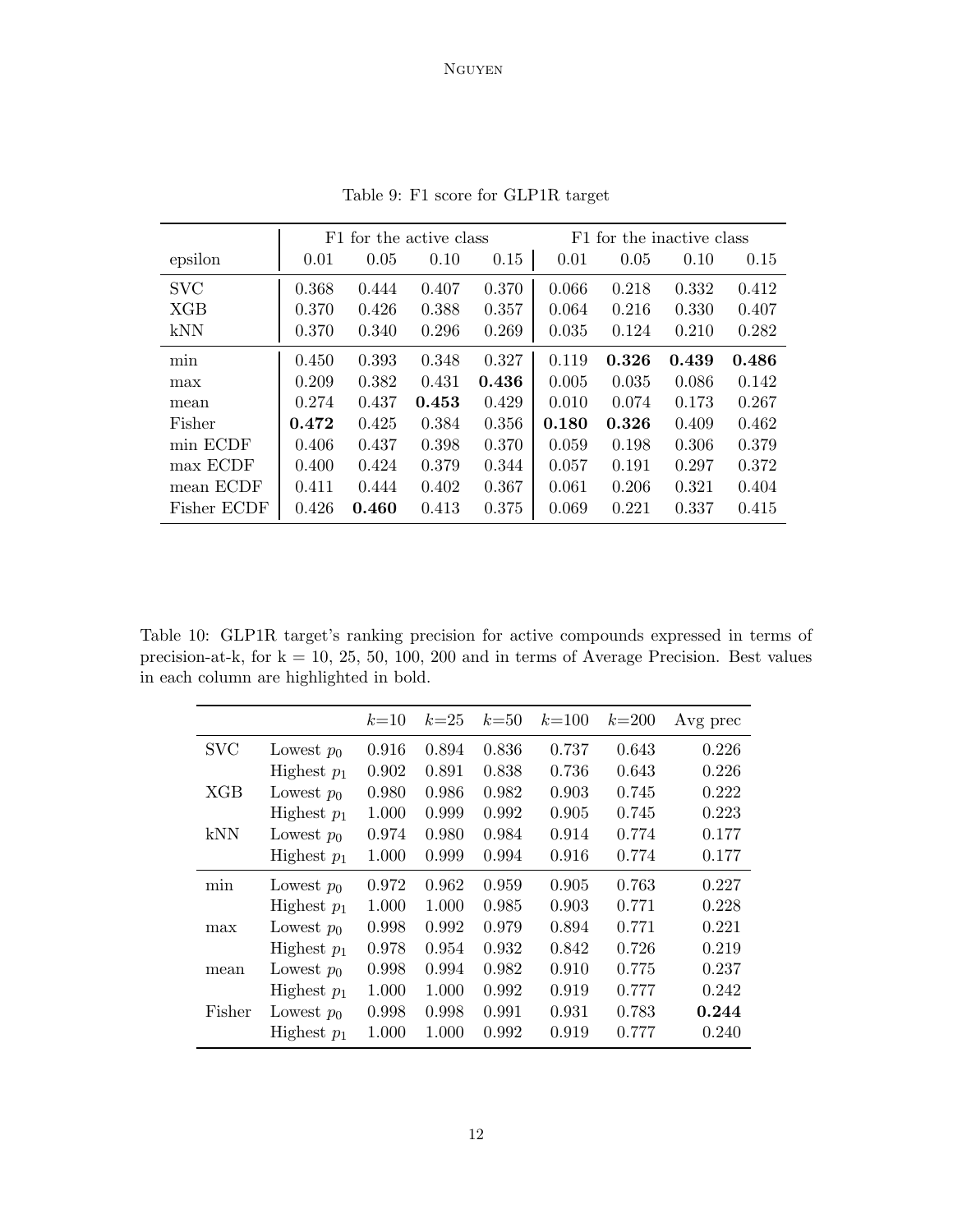Table 9: F1 score for GLP1R target

| | F1 for the active class | | | | F1 for the inactive class | | | |
|---|---|---|---|---|---|---|---|---|
| epsilon | 0.01 | 0.05 | 0.10 | 0.15 | 0.01 | 0.05 | 0.10 | 0.15 |
| SVC | 0.368 | 0.444 | 0.407 | 0.370 | 0.066 | 0.218 | 0.332 | 0.412 |
| XGB | 0.370 | 0.426 | 0.388 | 0.357 | 0.064 | 0.216 | 0.330 | 0.407 |
| kNN | 0.370 | 0.340 | 0.296 | 0.269 | 0.035 | 0.124 | 0.210 | 0.282 |
| min | 0.450 | 0.393 | 0.348 | 0.327 | 0.119 | **0.326** | **0.439** | **0.486** |
| max | 0.209 | 0.382 | 0.431 | **0.436** | 0.005 | 0.035 | 0.086 | 0.142 |
| mean | 0.274 | 0.437 | **0.453** | 0.429 | 0.010 | 0.074 | 0.173 | 0.267 |
| Fisher | **0.472** | 0.425 | 0.384 | 0.356 | **0.180** | **0.326** | 0.409 | 0.462 |
| min ECDF | 0.406 | 0.437 | 0.398 | 0.370 | 0.059 | 0.198 | 0.306 | 0.379 |
| max ECDF | 0.400 | 0.424 | 0.379 | 0.344 | 0.057 | 0.191 | 0.297 | 0.372 |
| mean ECDF | 0.411 | 0.444 | 0.402 | 0.367 | 0.061 | 0.206 | 0.321 | 0.404 |
| Fisher ECDF | 0.426 | **0.460** | 0.413 | 0.375 | 0.069 | 0.221 | 0.337 | 0.415 |

Table 10: GLP1R target's ranking precision for active compounds expressed in terms of precision-at-k, for k = 10, 25, 50, 100, 200 and in terms of Average Precision. Best values in each column are highlighted in bold.

| | | $k$=10 | $k$=25 | $k$=50 | $k$=100 | $k$=200 | Avg prec |
|---|---|---|---|---|---|---|---|
| SVC | Lowest $p_0$ | 0.916 | 0.894 | 0.836 | 0.737 | 0.643 | 0.226 |
| | Highest $p_1$ | 0.902 | 0.891 | 0.838 | 0.736 | 0.643 | 0.226 |
| XGB | Lowest $p_0$ | 0.980 | 0.986 | 0.982 | 0.903 | 0.745 | 0.222 |
| | Highest $p_1$ | 1.000 | 0.999 | 0.992 | 0.905 | 0.745 | 0.223 |
| kNN | Lowest $p_0$ | 0.974 | 0.980 | 0.984 | 0.914 | 0.774 | 0.177 |
| | Highest $p_1$ | 1.000 | 0.999 | 0.994 | 0.916 | 0.774 | 0.177 |
| min | Lowest $p_0$ | 0.972 | 0.962 | 0.959 | 0.905 | 0.763 | 0.227 |
| | Highest $p_1$ | 1.000 | 1.000 | 0.985 | 0.903 | 0.771 | 0.228 |
| max | Lowest $p_0$ | 0.998 | 0.992 | 0.979 | 0.894 | 0.771 | 0.221 |
| | Highest $p_1$ | 0.978 | 0.954 | 0.932 | 0.842 | 0.726 | 0.219 |
| mean | Lowest $p_0$ | 0.998 | 0.994 | 0.982 | 0.910 | 0.775 | 0.237 |
| | Highest $p_1$ | 1.000 | 1.000 | 0.992 | 0.919 | 0.777 | 0.242 |
| Fisher | Lowest $p_0$ | 0.998 | 0.998 | 0.991 | 0.931 | 0.783 | **0.244** |
| | Highest $p_1$ | 1.000 | 1.000 | 0.992 | 0.919 | 0.777 | 0.240 |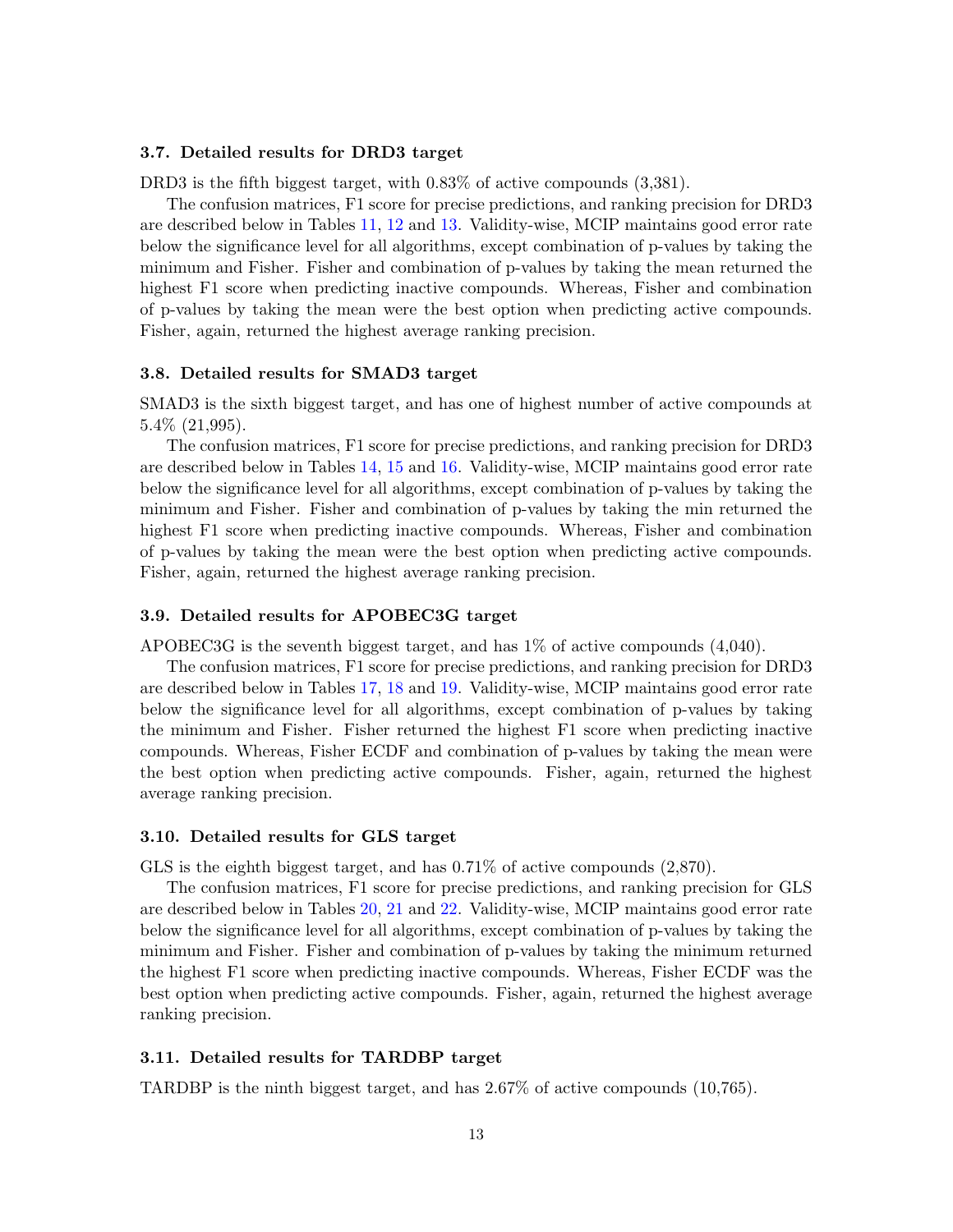### 3.7. Detailed results for DRD3 target

DRD3 is the fifth biggest target, with 0.83% of active compounds (3,381).

The confusion matrices, F1 score for precise predictions, and ranking precision for DRD3 are described below in Tables 11, 12 and 13. Validity-wise, MCIP maintains good error rate below the significance level for all algorithms, except combination of p-values by taking the minimum and Fisher. Fisher and combination of p-values by taking the mean returned the highest F1 score when predicting inactive compounds. Whereas, Fisher and combination of p-values by taking the mean were the best option when predicting active compounds. Fisher, again, returned the highest average ranking precision.

### 3.8. Detailed results for SMAD3 target

SMAD3 is the sixth biggest target, and has one of highest number of active compounds at 5.4% (21,995).

The confusion matrices, F1 score for precise predictions, and ranking precision for DRD3 are described below in Tables 14, 15 and 16. Validity-wise, MCIP maintains good error rate below the significance level for all algorithms, except combination of p-values by taking the minimum and Fisher. Fisher and combination of p-values by taking the min returned the highest F1 score when predicting inactive compounds. Whereas, Fisher and combination of p-values by taking the mean were the best option when predicting active compounds. Fisher, again, returned the highest average ranking precision.

### 3.9. Detailed results for APOBEC3G target

APOBEC3G is the seventh biggest target, and has 1% of active compounds (4,040).

The confusion matrices, F1 score for precise predictions, and ranking precision for DRD3 are described below in Tables 17, 18 and 19. Validity-wise, MCIP maintains good error rate below the significance level for all algorithms, except combination of p-values by taking the minimum and Fisher. Fisher returned the highest F1 score when predicting inactive compounds. Whereas, Fisher ECDF and combination of p-values by taking the mean were the best option when predicting active compounds. Fisher, again, returned the highest average ranking precision.

### 3.10. Detailed results for GLS target

GLS is the eighth biggest target, and has 0.71% of active compounds (2,870).

The confusion matrices, F1 score for precise predictions, and ranking precision for GLS are described below in Tables 20, 21 and 22. Validity-wise, MCIP maintains good error rate below the significance level for all algorithms, except combination of p-values by taking the minimum and Fisher. Fisher and combination of p-values by taking the minimum returned the highest F1 score when predicting inactive compounds. Whereas, Fisher ECDF was the best option when predicting active compounds. Fisher, again, returned the highest average ranking precision.

### 3.11. Detailed results for TARDBP target

TARDBP is the ninth biggest target, and has 2.67% of active compounds (10,765).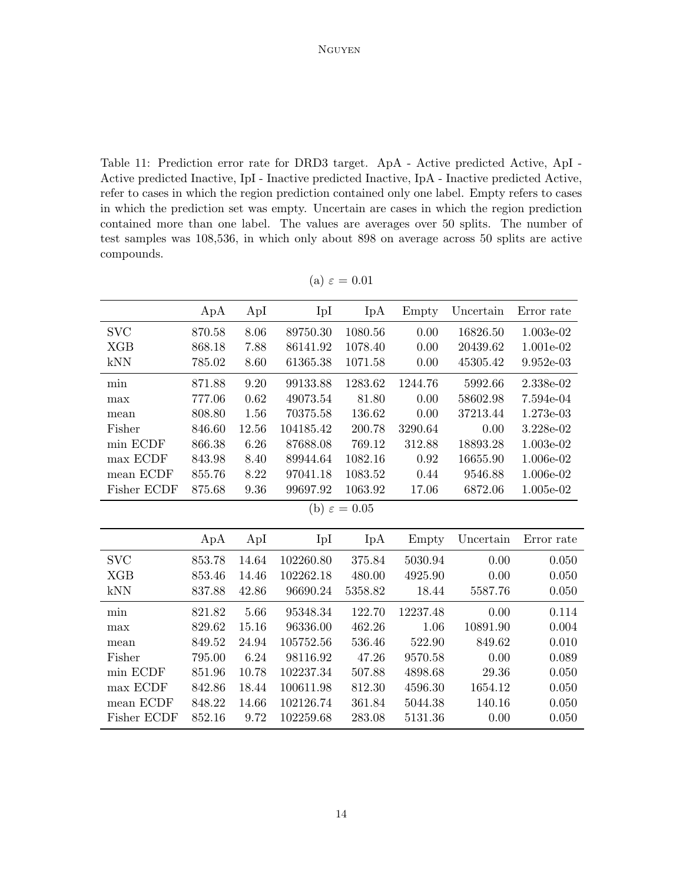Table 11: Prediction error rate for DRD3 target. ApA - Active predicted Active, ApI - Active predicted Inactive, IpI - Inactive predicted Inactive, IpA - Inactive predicted Active, refer to cases in which the region prediction contained only one label. Empty refers to cases in which the prediction set was empty. Uncertain are cases in which the region prediction contained more than one label. The values are averages over 50 splits. The number of test samples was 108,536, in which only about 898 on average across 50 splits are active compounds.

(a) $\varepsilon = 0.01$

| | ApA | ApI | IpI | IpA | Empty | Uncertain | Error rate |
|---|---|---|---|---|---|---|---|
| SVC | 870.58 | 8.06 | 89750.30 | 1080.56 | 0.00 | 16826.50 | 1.003e-02 |
| XGB | 868.18 | 7.88 | 86141.92 | 1078.40 | 0.00 | 20439.62 | 1.001e-02 |
| kNN | 785.02 | 8.60 | 61365.38 | 1071.58 | 0.00 | 45305.42 | 9.952e-03 |
| min | 871.88 | 9.20 | 99133.88 | 1283.62 | 1244.76 | 5992.66 | 2.338e-02 |
| max | 777.06 | 0.62 | 49073.54 | 81.80 | 0.00 | 58602.98 | 7.594e-04 |
| mean | 808.80 | 1.56 | 70375.58 | 136.62 | 0.00 | 37213.44 | 1.273e-03 |
| Fisher | 846.60 | 12.56 | 104185.42 | 200.78 | 3290.64 | 0.00 | 3.228e-02 |
| min ECDF | 866.38 | 6.26 | 87688.08 | 769.12 | 312.88 | 18893.28 | 1.003e-02 |
| max ECDF | 843.98 | 8.40 | 89944.64 | 1082.16 | 0.92 | 16655.90 | 1.006e-02 |
| mean ECDF | 855.76 | 8.22 | 97041.18 | 1083.52 | 0.44 | 9546.88 | 1.006e-02 |
| Fisher ECDF | 875.68 | 9.36 | 99697.92 | 1063.92 | 17.06 | 6872.06 | 1.005e-02 |

(b) $\varepsilon = 0.05$

| | ApA | ApI | IpI | IpA | Empty | Uncertain | Error rate |
|---|---|---|---|---|---|---|---|
| SVC | 853.78 | 14.64 | 102260.80 | 375.84 | 5030.94 | 0.00 | 0.050 |
| XGB | 853.46 | 14.46 | 102262.18 | 480.00 | 4925.90 | 0.00 | 0.050 |
| kNN | 837.88 | 42.86 | 96690.24 | 5358.82 | 18.44 | 5587.76 | 0.050 |
| min | 821.82 | 5.66 | 95348.34 | 122.70 | 12237.48 | 0.00 | 0.114 |
| max | 829.62 | 15.16 | 96336.00 | 462.26 | 1.06 | 10891.90 | 0.004 |
| mean | 849.52 | 24.94 | 105752.56 | 536.46 | 522.90 | 849.62 | 0.010 |
| Fisher | 795.00 | 6.24 | 98116.92 | 47.26 | 9570.58 | 0.00 | 0.089 |
| min ECDF | 851.96 | 10.78 | 102237.34 | 507.88 | 4898.68 | 29.36 | 0.050 |
| max ECDF | 842.86 | 18.44 | 100611.98 | 812.30 | 4596.30 | 1654.12 | 0.050 |
| mean ECDF | 848.22 | 14.66 | 102126.74 | 361.84 | 5044.38 | 140.16 | 0.050 |
| Fisher ECDF | 852.16 | 9.72 | 102259.68 | 283.08 | 5131.36 | 0.00 | 0.050 |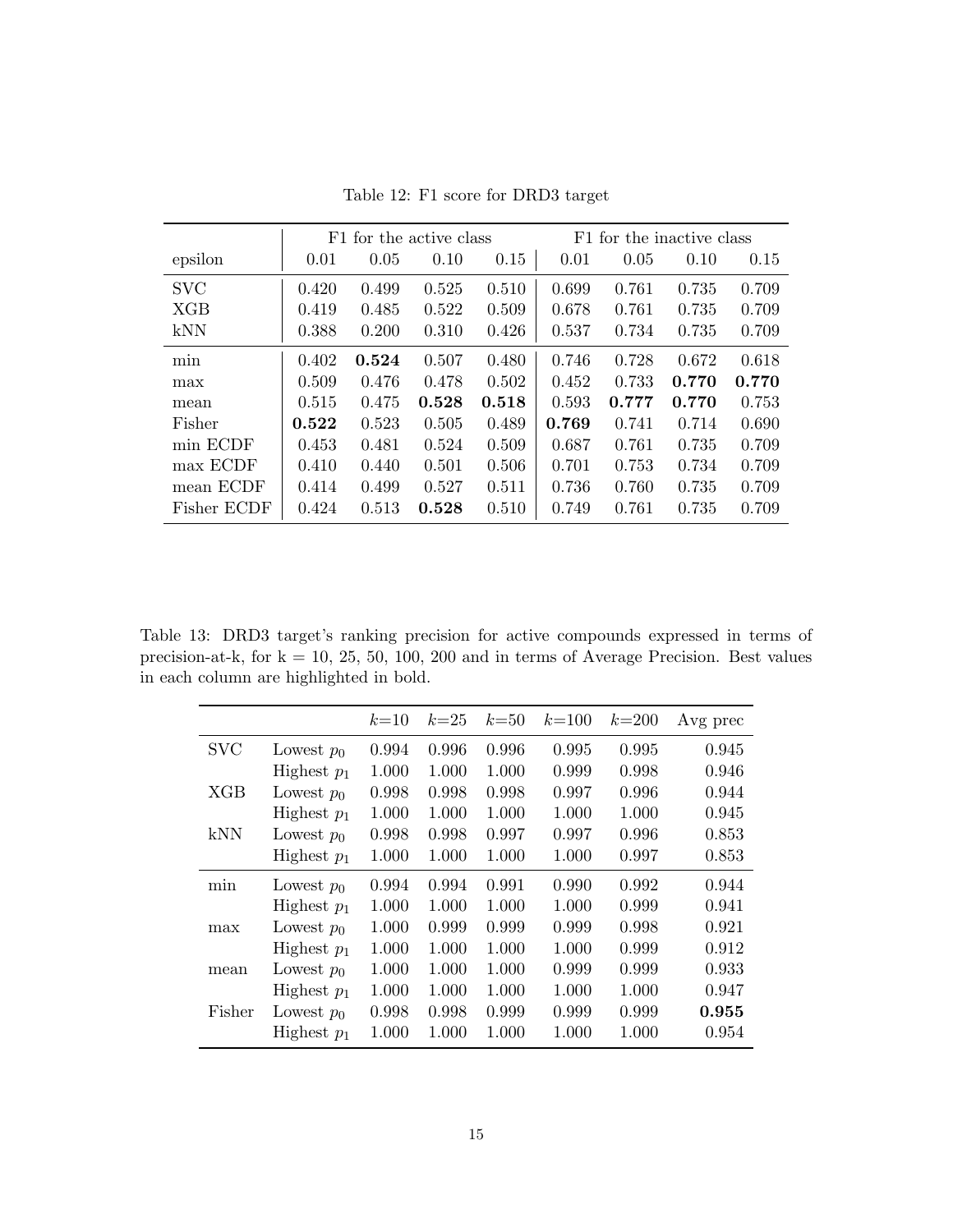Table 12: F1 score for DRD3 target

| | F1 for the active class | | | | F1 for the inactive class | | | |
|---|---|---|---|---|---|---|---|---|
| epsilon | 0.01 | 0.05 | 0.10 | 0.15 | 0.01 | 0.05 | 0.10 | 0.15 |
| SVC | 0.420 | 0.499 | 0.525 | 0.510 | 0.699 | 0.761 | 0.735 | 0.709 |
| XGB | 0.419 | 0.485 | 0.522 | 0.509 | 0.678 | 0.761 | 0.735 | 0.709 |
| kNN | 0.388 | 0.200 | 0.310 | 0.426 | 0.537 | 0.734 | 0.735 | 0.709 |
| min | 0.402 | **0.524** | 0.507 | 0.480 | 0.746 | 0.728 | 0.672 | 0.618 |
| max | 0.509 | 0.476 | 0.478 | 0.502 | 0.452 | 0.733 | **0.770** | **0.770** |
| mean | 0.515 | 0.475 | **0.528** | **0.518** | 0.593 | **0.777** | **0.770** | 0.753 |
| Fisher | **0.522** | 0.523 | 0.505 | 0.489 | **0.769** | 0.741 | 0.714 | 0.690 |
| min ECDF | 0.453 | 0.481 | 0.524 | 0.509 | 0.687 | 0.761 | 0.735 | 0.709 |
| max ECDF | 0.410 | 0.440 | 0.501 | 0.506 | 0.701 | 0.753 | 0.734 | 0.709 |
| mean ECDF | 0.414 | 0.499 | 0.527 | 0.511 | 0.736 | 0.760 | 0.735 | 0.709 |
| Fisher ECDF | 0.424 | 0.513 | **0.528** | 0.510 | 0.749 | 0.761 | 0.735 | 0.709 |

Table 13: DRD3 target's ranking precision for active compounds expressed in terms of precision-at-k, for k = 10, 25, 50, 100, 200 and in terms of Average Precision. Best values in each column are highlighted in bold.

| | | $k$=10 | $k$=25 | $k$=50 | $k$=100 | $k$=200 | Avg prec |
|---|---|---|---|---|---|---|---|
| SVC | Lowest $p_0$ | 0.994 | 0.996 | 0.996 | 0.995 | 0.995 | 0.945 |
| | Highest $p_1$ | 1.000 | 1.000 | 1.000 | 0.999 | 0.998 | 0.946 |
| XGB | Lowest $p_0$ | 0.998 | 0.998 | 0.998 | 0.997 | 0.996 | 0.944 |
| | Highest $p_1$ | 1.000 | 1.000 | 1.000 | 1.000 | 1.000 | 0.945 |
| kNN | Lowest $p_0$ | 0.998 | 0.998 | 0.997 | 0.997 | 0.996 | 0.853 |
| | Highest $p_1$ | 1.000 | 1.000 | 1.000 | 1.000 | 0.997 | 0.853 |
| min | Lowest $p_0$ | 0.994 | 0.994 | 0.991 | 0.990 | 0.992 | 0.944 |
| | Highest $p_1$ | 1.000 | 1.000 | 1.000 | 1.000 | 0.999 | 0.941 |
| max | Lowest $p_0$ | 1.000 | 0.999 | 0.999 | 0.999 | 0.998 | 0.921 |
| | Highest $p_1$ | 1.000 | 1.000 | 1.000 | 1.000 | 0.999 | 0.912 |
| mean | Lowest $p_0$ | 1.000 | 1.000 | 1.000 | 0.999 | 0.999 | 0.933 |
| | Highest $p_1$ | 1.000 | 1.000 | 1.000 | 1.000 | 1.000 | 0.947 |
| Fisher | Lowest $p_0$ | 0.998 | 0.998 | 0.999 | 0.999 | 0.999 | **0.955** |
| | Highest $p_1$ | 1.000 | 1.000 | 1.000 | 1.000 | 1.000 | 0.954 |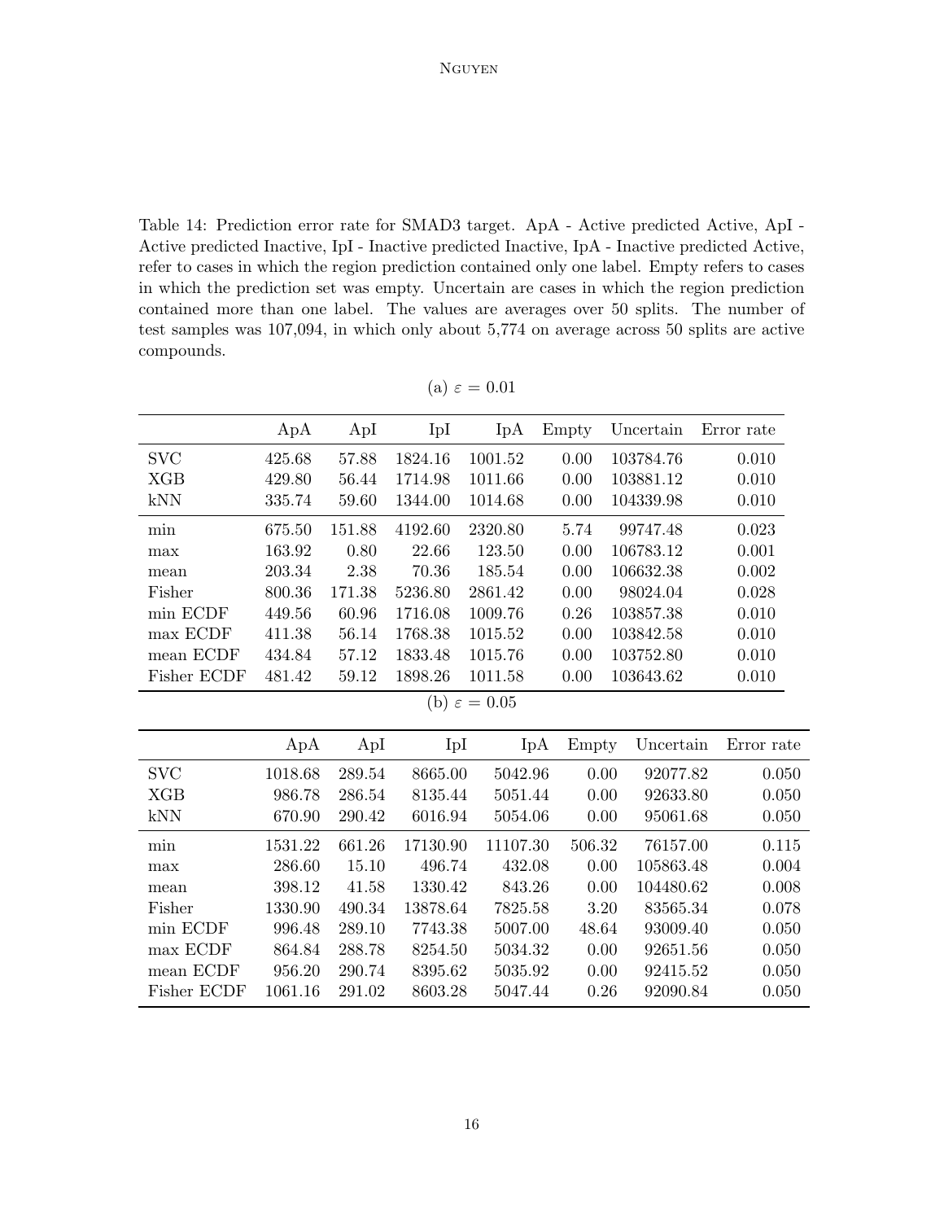Table 14: Prediction error rate for SMAD3 target. ApA - Active predicted Active, ApI - Active predicted Inactive, IpI - Inactive predicted Inactive, IpA - Inactive predicted Active, refer to cases in which the region prediction contained only one label. Empty refers to cases in which the prediction set was empty. Uncertain are cases in which the region prediction contained more than one label. The values are averages over 50 splits. The number of test samples was 107,094, in which only about 5,774 on average across 50 splits are active compounds.

(a) $\varepsilon$ = 0.01

| | ApA | ApI | IpI | IpA | Empty | Uncertain | Error rate |
|---|---|---|---|---|---|---|---|
| SVC | 425.68 | 57.88 | 1824.16 | 1001.52 | 0.00 | 103784.76 | 0.010 |
| XGB | 429.80 | 56.44 | 1714.98 | 1011.66 | 0.00 | 103881.12 | 0.010 |
| kNN | 335.74 | 59.60 | 1344.00 | 1014.68 | 0.00 | 104339.98 | 0.010 |
| min | 675.50 | 151.88 | 4192.60 | 2320.80 | 5.74 | 99747.48 | 0.023 |
| max | 163.92 | 0.80 | 22.66 | 123.50 | 0.00 | 106783.12 | 0.001 |
| mean | 203.34 | 2.38 | 70.36 | 185.54 | 0.00 | 106632.38 | 0.002 |
| Fisher | 800.36 | 171.38 | 5236.80 | 2861.42 | 0.00 | 98024.04 | 0.028 |
| min ECDF | 449.56 | 60.96 | 1716.08 | 1009.76 | 0.26 | 103857.38 | 0.010 |
| max ECDF | 411.38 | 56.14 | 1768.38 | 1015.52 | 0.00 | 103842.58 | 0.010 |
| mean ECDF | 434.84 | 57.12 | 1833.48 | 1015.76 | 0.00 | 103752.80 | 0.010 |
| Fisher ECDF | 481.42 | 59.12 | 1898.26 | 1011.58 | 0.00 | 103643.62 | 0.010 |

(b) $\varepsilon$ = 0.05

| | ApA | ApI | IpI | IpA | Empty | Uncertain | Error rate |
|---|---|---|---|---|---|---|---|
| SVC | 1018.68 | 289.54 | 8665.00 | 5042.96 | 0.00 | 92077.82 | 0.050 |
| XGB | 986.78 | 286.54 | 8135.44 | 5051.44 | 0.00 | 92633.80 | 0.050 |
| kNN | 670.90 | 290.42 | 6016.94 | 5054.06 | 0.00 | 95061.68 | 0.050 |
| min | 1531.22 | 661.26 | 17130.90 | 11107.30 | 506.32 | 76157.00 | 0.115 |
| max | 286.60 | 15.10 | 496.74 | 432.08 | 0.00 | 105863.48 | 0.004 |
| mean | 398.12 | 41.58 | 1330.42 | 843.26 | 0.00 | 104480.62 | 0.008 |
| Fisher | 1330.90 | 490.34 | 13878.64 | 7825.58 | 3.20 | 83565.34 | 0.078 |
| min ECDF | 996.48 | 289.10 | 7743.38 | 5007.00 | 48.64 | 93009.40 | 0.050 |
| max ECDF | 864.84 | 288.78 | 8254.50 | 5034.32 | 0.00 | 92651.56 | 0.050 |
| mean ECDF | 956.20 | 290.74 | 8395.62 | 5035.92 | 0.00 | 92415.52 | 0.050 |
| Fisher ECDF | 1061.16 | 291.02 | 8603.28 | 5047.44 | 0.26 | 92090.84 | 0.050 |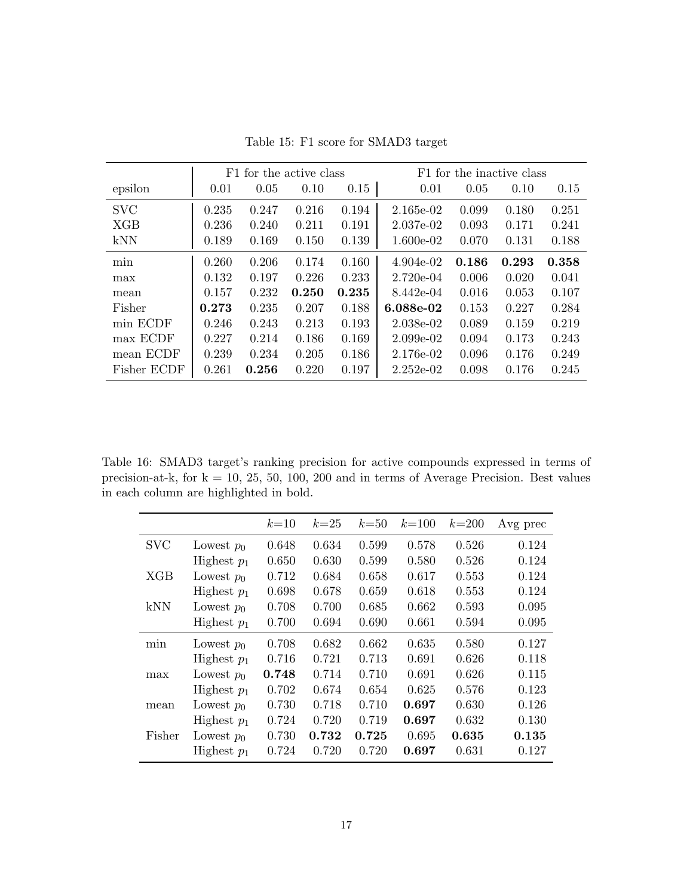Table 15: F1 score for SMAD3 target

| | F1 for the active class | | | | F1 for the inactive class | | | |
|---|---|---|---|---|---|---|---|---|
| epsilon | 0.01 | 0.05 | 0.10 | 0.15 | 0.01 | 0.05 | 0.10 | 0.15 |
| SVC | 0.235 | 0.247 | 0.216 | 0.194 | 2.165e-02 | 0.099 | 0.180 | 0.251 |
| XGB | 0.236 | 0.240 | 0.211 | 0.191 | 2.037e-02 | 0.093 | 0.171 | 0.241 |
| kNN | 0.189 | 0.169 | 0.150 | 0.139 | 1.600e-02 | 0.070 | 0.131 | 0.188 |
| min | 0.260 | 0.206 | 0.174 | 0.160 | 4.904e-02 | **0.186** | **0.293** | **0.358** |
| max | 0.132 | 0.197 | 0.226 | 0.233 | 2.720e-04 | 0.006 | 0.020 | 0.041 |
| mean | 0.157 | 0.232 | **0.250** | **0.235** | 8.442e-04 | 0.016 | 0.053 | 0.107 |
| Fisher | **0.273** | 0.235 | 0.207 | 0.188 | **6.088e-02** | 0.153 | 0.227 | 0.284 |
| min ECDF | 0.246 | 0.243 | 0.213 | 0.193 | 2.038e-02 | 0.089 | 0.159 | 0.219 |
| max ECDF | 0.227 | 0.214 | 0.186 | 0.169 | 2.099e-02 | 0.094 | 0.173 | 0.243 |
| mean ECDF | 0.239 | 0.234 | 0.205 | 0.186 | 2.176e-02 | 0.096 | 0.176 | 0.249 |
| Fisher ECDF | 0.261 | **0.256** | 0.220 | 0.197 | 2.252e-02 | 0.098 | 0.176 | 0.245 |

Table 16: SMAD3 target's ranking precision for active compounds expressed in terms of precision-at-k, for k = 10, 25, 50, 100, 200 and in terms of Average Precision. Best values in each column are highlighted in bold.

| | | $k$=10 | $k$=25 | $k$=50 | $k$=100 | $k$=200 | Avg prec |
|---|---|---|---|---|---|---|---|
| SVC | Lowest $p_0$ | 0.648 | 0.634 | 0.599 | 0.578 | 0.526 | 0.124 |
| | Highest $p_1$ | 0.650 | 0.630 | 0.599 | 0.580 | 0.526 | 0.124 |
| XGB | Lowest $p_0$ | 0.712 | 0.684 | 0.658 | 0.617 | 0.553 | 0.124 |
| | Highest $p_1$ | 0.698 | 0.678 | 0.659 | 0.618 | 0.553 | 0.124 |
| kNN | Lowest $p_0$ | 0.708 | 0.700 | 0.685 | 0.662 | 0.593 | 0.095 |
| | Highest $p_1$ | 0.700 | 0.694 | 0.690 | 0.661 | 0.594 | 0.095 |
| min | Lowest $p_0$ | 0.708 | 0.682 | 0.662 | 0.635 | 0.580 | 0.127 |
| | Highest $p_1$ | 0.716 | 0.721 | 0.713 | 0.691 | 0.626 | 0.118 |
| max | Lowest $p_0$ | **0.748** | 0.714 | 0.710 | 0.691 | 0.626 | 0.115 |
| | Highest $p_1$ | 0.702 | 0.674 | 0.654 | 0.625 | 0.576 | 0.123 |
| mean | Lowest $p_0$ | 0.730 | 0.718 | 0.710 | **0.697** | 0.630 | 0.126 |
| | Highest $p_1$ | 0.724 | 0.720 | 0.719 | **0.697** | 0.632 | 0.130 |
| Fisher | Lowest $p_0$ | 0.730 | **0.732** | **0.725** | 0.695 | **0.635** | **0.135** |
| | Highest $p_1$ | 0.724 | 0.720 | 0.720 | **0.697** | 0.631 | 0.127 |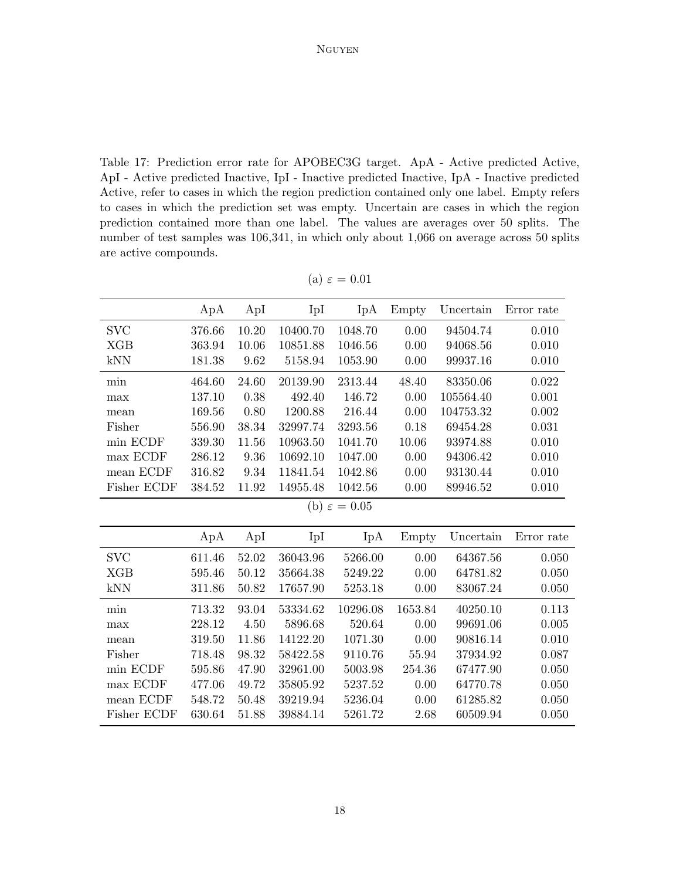Table 17: Prediction error rate for APOBEC3G target. ApA - Active predicted Active, ApI - Active predicted Inactive, IpI - Inactive predicted Inactive, IpA - Inactive predicted Active, refer to cases in which the region prediction contained only one label. Empty refers to cases in which the prediction set was empty. Uncertain are cases in which the region prediction contained more than one label. The values are averages over 50 splits. The number of test samples was 106,341, in which only about 1,066 on average across 50 splits are active compounds.

(a) $\varepsilon = 0.01$

| | ApA | ApI | IpI | IpA | Empty | Uncertain | Error rate |
|---|---|---|---|---|---|---|---|
| SVC | 376.66 | 10.20 | 10400.70 | 1048.70 | 0.00 | 94504.74 | 0.010 |
| XGB | 363.94 | 10.06 | 10851.88 | 1046.56 | 0.00 | 94068.56 | 0.010 |
| kNN | 181.38 | 9.62 | 5158.94 | 1053.90 | 0.00 | 99937.16 | 0.010 |
| min | 464.60 | 24.60 | 20139.90 | 2313.44 | 48.40 | 83350.06 | 0.022 |
| max | 137.10 | 0.38 | 492.40 | 146.72 | 0.00 | 105564.40 | 0.001 |
| mean | 169.56 | 0.80 | 1200.88 | 216.44 | 0.00 | 104753.32 | 0.002 |
| Fisher | 556.90 | 38.34 | 32997.74 | 3293.56 | 0.18 | 69454.28 | 0.031 |
| min ECDF | 339.30 | 11.56 | 10963.50 | 1041.70 | 10.06 | 93974.88 | 0.010 |
| max ECDF | 286.12 | 9.36 | 10692.10 | 1047.00 | 0.00 | 94306.42 | 0.010 |
| mean ECDF | 316.82 | 9.34 | 11841.54 | 1042.86 | 0.00 | 93130.44 | 0.010 |
| Fisher ECDF | 384.52 | 11.92 | 14955.48 | 1042.56 | 0.00 | 89946.52 | 0.010 |

(b) $\varepsilon = 0.05$

| | ApA | ApI | IpI | IpA | Empty | Uncertain | Error rate |
|---|---|---|---|---|---|---|---|
| SVC | 611.46 | 52.02 | 36043.96 | 5266.00 | 0.00 | 64367.56 | 0.050 |
| XGB | 595.46 | 50.12 | 35664.38 | 5249.22 | 0.00 | 64781.82 | 0.050 |
| kNN | 311.86 | 50.82 | 17657.90 | 5253.18 | 0.00 | 83067.24 | 0.050 |
| min | 713.32 | 93.04 | 53334.62 | 10296.08 | 1653.84 | 40250.10 | 0.113 |
| max | 228.12 | 4.50 | 5896.68 | 520.64 | 0.00 | 99691.06 | 0.005 |
| mean | 319.50 | 11.86 | 14122.20 | 1071.30 | 0.00 | 90816.14 | 0.010 |
| Fisher | 718.48 | 98.32 | 58422.58 | 9110.76 | 55.94 | 37934.92 | 0.087 |
| min ECDF | 595.86 | 47.90 | 32961.00 | 5003.98 | 254.36 | 67477.90 | 0.050 |
| max ECDF | 477.06 | 49.72 | 35805.92 | 5237.52 | 0.00 | 64770.78 | 0.050 |
| mean ECDF | 548.72 | 50.48 | 39219.94 | 5236.04 | 0.00 | 61285.82 | 0.050 |
| Fisher ECDF | 630.64 | 51.88 | 39884.14 | 5261.72 | 2.68 | 60509.94 | 0.050 |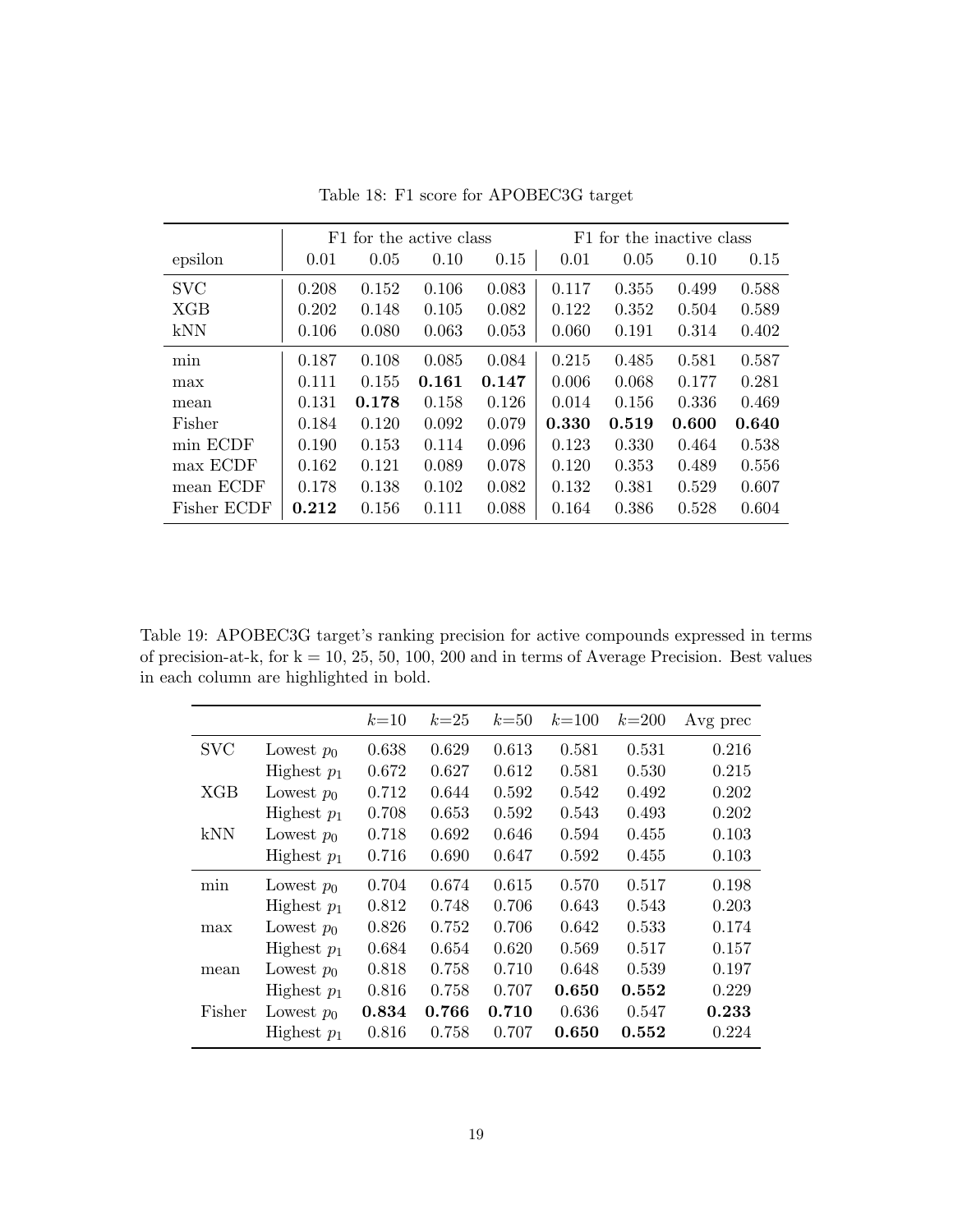Table 18: F1 score for APOBEC3G target

| | F1 for the active class | | | | F1 for the inactive class | | | |
|---|---|---|---|---|---|---|---|---|
| epsilon | 0.01 | 0.05 | 0.10 | 0.15 | 0.01 | 0.05 | 0.10 | 0.15 |
| SVC | 0.208 | 0.152 | 0.106 | 0.083 | 0.117 | 0.355 | 0.499 | 0.588 |
| XGB | 0.202 | 0.148 | 0.105 | 0.082 | 0.122 | 0.352 | 0.504 | 0.589 |
| kNN | 0.106 | 0.080 | 0.063 | 0.053 | 0.060 | 0.191 | 0.314 | 0.402 |
| min | 0.187 | 0.108 | 0.085 | 0.084 | 0.215 | 0.485 | 0.581 | 0.587 |
| max | 0.111 | 0.155 | **0.161** | **0.147** | 0.006 | 0.068 | 0.177 | 0.281 |
| mean | 0.131 | **0.178** | 0.158 | 0.126 | 0.014 | 0.156 | 0.336 | 0.469 |
| Fisher | 0.184 | 0.120 | 0.092 | 0.079 | **0.330** | **0.519** | **0.600** | **0.640** |
| min ECDF | 0.190 | 0.153 | 0.114 | 0.096 | 0.123 | 0.330 | 0.464 | 0.538 |
| max ECDF | 0.162 | 0.121 | 0.089 | 0.078 | 0.120 | 0.353 | 0.489 | 0.556 |
| mean ECDF | 0.178 | 0.138 | 0.102 | 0.082 | 0.132 | 0.381 | 0.529 | 0.607 |
| Fisher ECDF | **0.212** | 0.156 | 0.111 | 0.088 | 0.164 | 0.386 | 0.528 | 0.604 |

Table 19: APOBEC3G target's ranking precision for active compounds expressed in terms of precision-at-k, for k = 10, 25, 50, 100, 200 and in terms of Average Precision. Best values in each column are highlighted in bold.

| | | $k$=10 | $k$=25 | $k$=50 | $k$=100 | $k$=200 | Avg prec |
|---|---|---|---|---|---|---|---|
| SVC | Lowest $p_0$ | 0.638 | 0.629 | 0.613 | 0.581 | 0.531 | 0.216 |
| | Highest $p_1$ | 0.672 | 0.627 | 0.612 | 0.581 | 0.530 | 0.215 |
| XGB | Lowest $p_0$ | 0.712 | 0.644 | 0.592 | 0.542 | 0.492 | 0.202 |
| | Highest $p_1$ | 0.708 | 0.653 | 0.592 | 0.543 | 0.493 | 0.202 |
| kNN | Lowest $p_0$ | 0.718 | 0.692 | 0.646 | 0.594 | 0.455 | 0.103 |
| | Highest $p_1$ | 0.716 | 0.690 | 0.647 | 0.592 | 0.455 | 0.103 |
| min | Lowest $p_0$ | 0.704 | 0.674 | 0.615 | 0.570 | 0.517 | 0.198 |
| | Highest $p_1$ | 0.812 | 0.748 | 0.706 | 0.643 | 0.543 | 0.203 |
| max | Lowest $p_0$ | 0.826 | 0.752 | 0.706 | 0.642 | 0.533 | 0.174 |
| | Highest $p_1$ | 0.684 | 0.654 | 0.620 | 0.569 | 0.517 | 0.157 |
| mean | Lowest $p_0$ | 0.818 | 0.758 | 0.710 | 0.648 | 0.539 | 0.197 |
| | Highest $p_1$ | 0.816 | 0.758 | 0.707 | **0.650** | **0.552** | 0.229 |
| Fisher | Lowest $p_0$ | **0.834** | **0.766** | **0.710** | 0.636 | 0.547 | **0.233** |
| | Highest $p_1$ | 0.816 | 0.758 | 0.707 | **0.650** | **0.552** | 0.224 |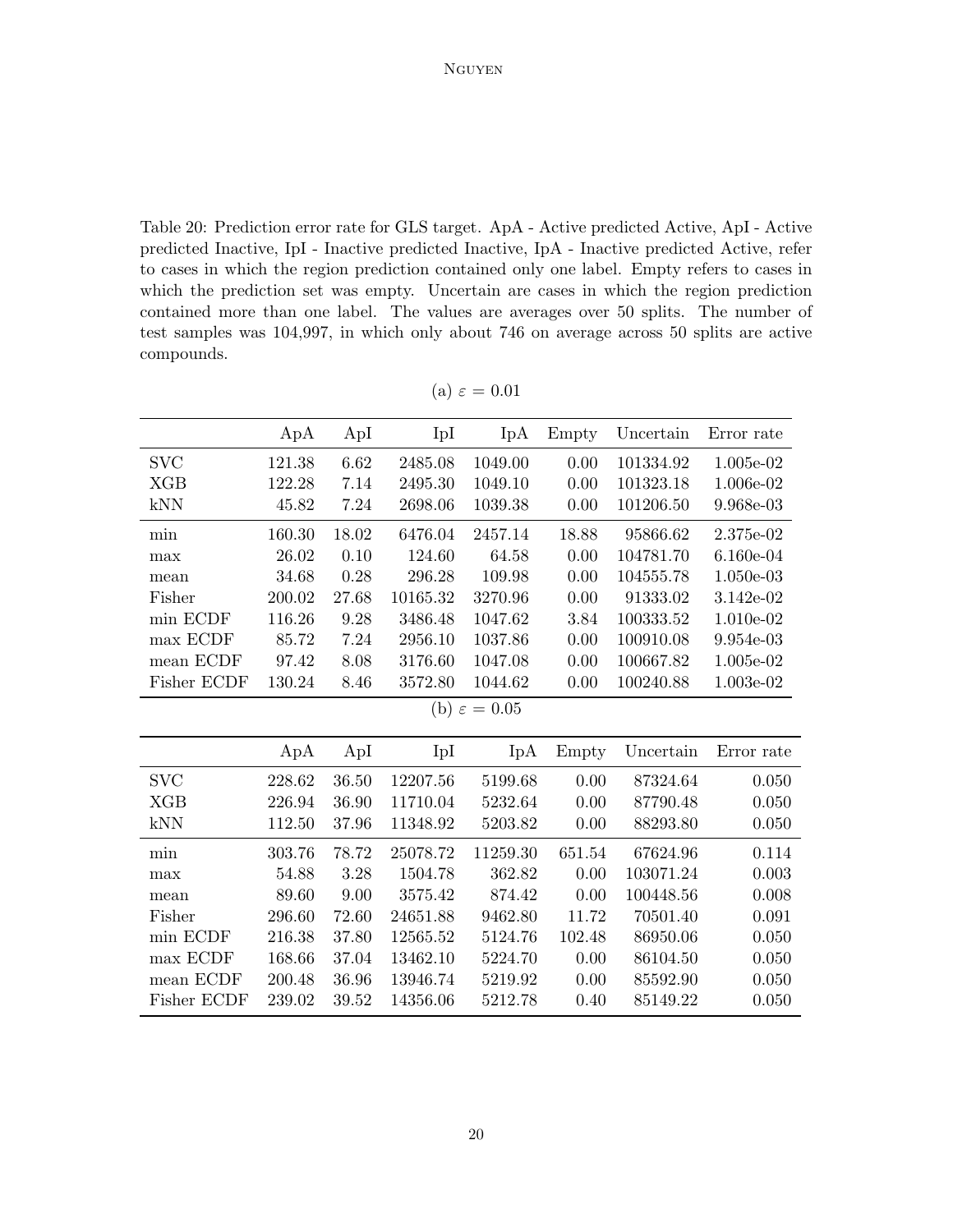Table 20: Prediction error rate for GLS target. ApA - Active predicted Active, ApI - Active predicted Inactive, IpI - Inactive predicted Inactive, IpA - Inactive predicted Active, refer to cases in which the region prediction contained only one label. Empty refers to cases in which the prediction set was empty. Uncertain are cases in which the region prediction contained more than one label. The values are averages over 50 splits. The number of test samples was 104,997, in which only about 746 on average across 50 splits are active compounds.

(a) $\varepsilon = 0.01$

| | ApA | ApI | IpI | IpA | Empty | Uncertain | Error rate |
|---|---|---|---|---|---|---|---|
| SVC | 121.38 | 6.62 | 2485.08 | 1049.00 | 0.00 | 101334.92 | 1.005e-02 |
| XGB | 122.28 | 7.14 | 2495.30 | 1049.10 | 0.00 | 101323.18 | 1.006e-02 |
| kNN | 45.82 | 7.24 | 2698.06 | 1039.38 | 0.00 | 101206.50 | 9.968e-03 |
| min | 160.30 | 18.02 | 6476.04 | 2457.14 | 18.88 | 95866.62 | 2.375e-02 |
| max | 26.02 | 0.10 | 124.60 | 64.58 | 0.00 | 104781.70 | 6.160e-04 |
| mean | 34.68 | 0.28 | 296.28 | 109.98 | 0.00 | 104555.78 | 1.050e-03 |
| Fisher | 200.02 | 27.68 | 10165.32 | 3270.96 | 0.00 | 91333.02 | 3.142e-02 |
| min ECDF | 116.26 | 9.28 | 3486.48 | 1047.62 | 3.84 | 100333.52 | 1.010e-02 |
| max ECDF | 85.72 | 7.24 | 2956.10 | 1037.86 | 0.00 | 100910.08 | 9.954e-03 |
| mean ECDF | 97.42 | 8.08 | 3176.60 | 1047.08 | 0.00 | 100667.82 | 1.005e-02 |
| Fisher ECDF | 130.24 | 8.46 | 3572.80 | 1044.62 | 0.00 | 100240.88 | 1.003e-02 |

(b) $\varepsilon = 0.05$

| | ApA | ApI | IpI | IpA | Empty | Uncertain | Error rate |
|---|---|---|---|---|---|---|---|
| SVC | 228.62 | 36.50 | 12207.56 | 5199.68 | 0.00 | 87324.64 | 0.050 |
| XGB | 226.94 | 36.90 | 11710.04 | 5232.64 | 0.00 | 87790.48 | 0.050 |
| kNN | 112.50 | 37.96 | 11348.92 | 5203.82 | 0.00 | 88293.80 | 0.050 |
| min | 303.76 | 78.72 | 25078.72 | 11259.30 | 651.54 | 67624.96 | 0.114 |
| max | 54.88 | 3.28 | 1504.78 | 362.82 | 0.00 | 103071.24 | 0.003 |
| mean | 89.60 | 9.00 | 3575.42 | 874.42 | 0.00 | 100448.56 | 0.008 |
| Fisher | 296.60 | 72.60 | 24651.88 | 9462.80 | 11.72 | 70501.40 | 0.091 |
| min ECDF | 216.38 | 37.80 | 12565.52 | 5124.76 | 102.48 | 86950.06 | 0.050 |
| max ECDF | 168.66 | 37.04 | 13462.10 | 5224.70 | 0.00 | 86104.50 | 0.050 |
| mean ECDF | 200.48 | 36.96 | 13946.74 | 5219.92 | 0.00 | 85592.90 | 0.050 |
| Fisher ECDF | 239.02 | 39.52 | 14356.06 | 5212.78 | 0.40 | 85149.22 | 0.050 |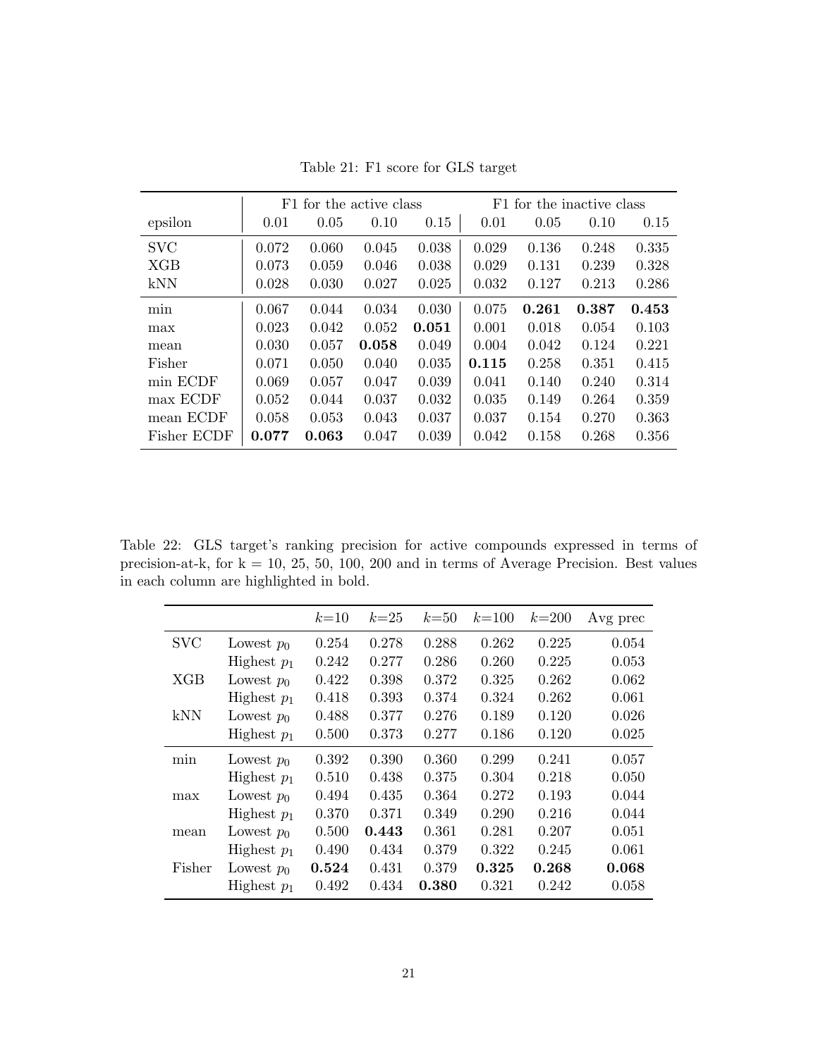Table 21: F1 score for GLS target

| | F1 for the active class | | | | F1 for the inactive class | | | |
|---|---|---|---|---|---|---|---|---|
| epsilon | 0.01 | 0.05 | 0.10 | 0.15 | 0.01 | 0.05 | 0.10 | 0.15 |
| SVC | 0.072 | 0.060 | 0.045 | 0.038 | 0.029 | 0.136 | 0.248 | 0.335 |
| XGB | 0.073 | 0.059 | 0.046 | 0.038 | 0.029 | 0.131 | 0.239 | 0.328 |
| kNN | 0.028 | 0.030 | 0.027 | 0.025 | 0.032 | 0.127 | 0.213 | 0.286 |
| min | 0.067 | 0.044 | 0.034 | 0.030 | 0.075 | **0.261** | **0.387** | **0.453** |
| max | 0.023 | 0.042 | 0.052 | **0.051** | 0.001 | 0.018 | 0.054 | 0.103 |
| mean | 0.030 | 0.057 | **0.058** | 0.049 | 0.004 | 0.042 | 0.124 | 0.221 |
| Fisher | 0.071 | 0.050 | 0.040 | 0.035 | **0.115** | 0.258 | 0.351 | 0.415 |
| min ECDF | 0.069 | 0.057 | 0.047 | 0.039 | 0.041 | 0.140 | 0.240 | 0.314 |
| max ECDF | 0.052 | 0.044 | 0.037 | 0.032 | 0.035 | 0.149 | 0.264 | 0.359 |
| mean ECDF | 0.058 | 0.053 | 0.043 | 0.037 | 0.037 | 0.154 | 0.270 | 0.363 |
| Fisher ECDF | **0.077** | **0.063** | 0.047 | 0.039 | 0.042 | 0.158 | 0.268 | 0.356 |

Table 22: GLS target's ranking precision for active compounds expressed in terms of precision-at-k, for k = 10, 25, 50, 100, 200 and in terms of Average Precision. Best values in each column are highlighted in bold.

| | | $k$=10 | $k$=25 | $k$=50 | $k$=100 | $k$=200 | Avg prec |
|---|---|---|---|---|---|---|---|
| SVC | Lowest $p_0$ | 0.254 | 0.278 | 0.288 | 0.262 | 0.225 | 0.054 |
| | Highest $p_1$ | 0.242 | 0.277 | 0.286 | 0.260 | 0.225 | 0.053 |
| XGB | Lowest $p_0$ | 0.422 | 0.398 | 0.372 | 0.325 | 0.262 | 0.062 |
| | Highest $p_1$ | 0.418 | 0.393 | 0.374 | 0.324 | 0.262 | 0.061 |
| kNN | Lowest $p_0$ | 0.488 | 0.377 | 0.276 | 0.189 | 0.120 | 0.026 |
| | Highest $p_1$ | 0.500 | 0.373 | 0.277 | 0.186 | 0.120 | 0.025 |
| min | Lowest $p_0$ | 0.392 | 0.390 | 0.360 | 0.299 | 0.241 | 0.057 |
| | Highest $p_1$ | 0.510 | 0.438 | 0.375 | 0.304 | 0.218 | 0.050 |
| max | Lowest $p_0$ | 0.494 | 0.435 | 0.364 | 0.272 | 0.193 | 0.044 |
| | Highest $p_1$ | 0.370 | 0.371 | 0.349 | 0.290 | 0.216 | 0.044 |
| mean | Lowest $p_0$ | 0.500 | **0.443** | 0.361 | 0.281 | 0.207 | 0.051 |
| | Highest $p_1$ | 0.490 | 0.434 | 0.379 | 0.322 | 0.245 | 0.061 |
| Fisher | Lowest $p_0$ | **0.524** | 0.431 | 0.379 | **0.325** | **0.268** | **0.068** |
| | Highest $p_1$ | 0.492 | 0.434 | **0.380** | 0.321 | 0.242 | 0.058 |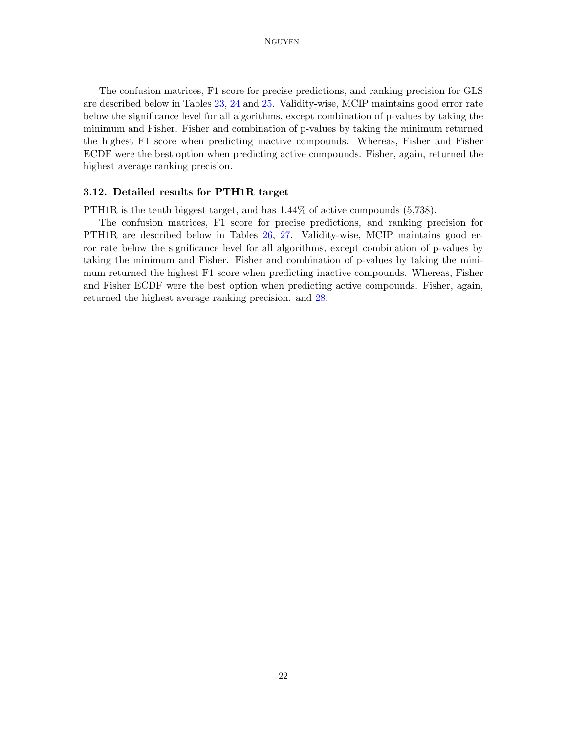The confusion matrices, F1 score for precise predictions, and ranking precision for GLS are described below in Tables 23, 24 and 25. Validity-wise, MCIP maintains good error rate below the significance level for all algorithms, except combination of p-values by taking the minimum and Fisher. Fisher and combination of p-values by taking the minimum returned the highest F1 score when predicting inactive compounds. Whereas, Fisher and Fisher ECDF were the best option when predicting active compounds. Fisher, again, returned the highest average ranking precision.

### 3.12. Detailed results for PTH1R target

PTH1R is the tenth biggest target, and has 1.44% of active compounds (5,738).

The confusion matrices, F1 score for precise predictions, and ranking precision for PTH1R are described below in Tables 26, 27. Validity-wise, MCIP maintains good error rate below the significance level for all algorithms, except combination of p-values by taking the minimum and Fisher. Fisher and combination of p-values by taking the minimum returned the highest F1 score when predicting inactive compounds. Whereas, Fisher and Fisher ECDF were the best option when predicting active compounds. Fisher, again, returned the highest average ranking precision. and 28.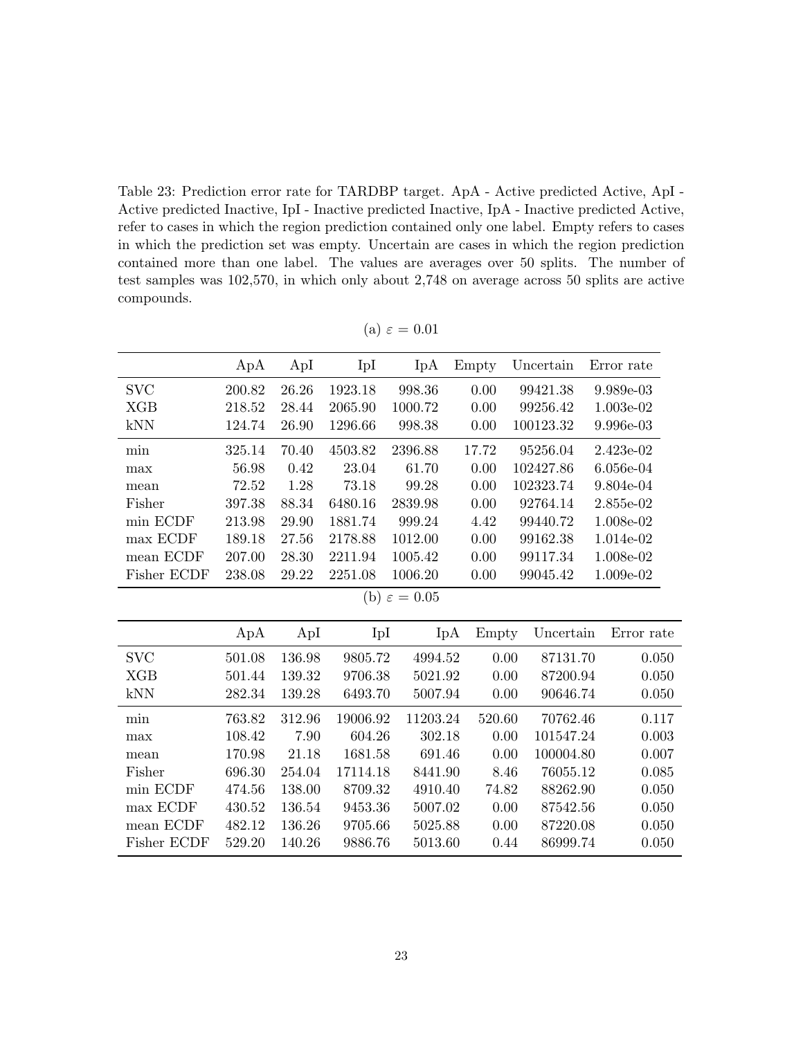Table 23: Prediction error rate for TARDBP target. ApA - Active predicted Active, ApI - Active predicted Inactive, IpI - Inactive predicted Inactive, IpA - Inactive predicted Active, refer to cases in which the region prediction contained only one label. Empty refers to cases in which the prediction set was empty. Uncertain are cases in which the region prediction contained more than one label. The values are averages over 50 splits. The number of test samples was 102,570, in which only about 2,748 on average across 50 splits are active compounds.

(a) $\varepsilon$ = 0.01

| | ApA | ApI | IpI | IpA | Empty | Uncertain | Error rate |
|---|---|---|---|---|---|---|---|
| SVC | 200.82 | 26.26 | 1923.18 | 998.36 | 0.00 | 99421.38 | 9.989e-03 |
| XGB | 218.52 | 28.44 | 2065.90 | 1000.72 | 0.00 | 99256.42 | 1.003e-02 |
| kNN | 124.74 | 26.90 | 1296.66 | 998.38 | 0.00 | 100123.32 | 9.996e-03 |
| min | 325.14 | 70.40 | 4503.82 | 2396.88 | 17.72 | 95256.04 | 2.423e-02 |
| max | 56.98 | 0.42 | 23.04 | 61.70 | 0.00 | 102427.86 | 6.056e-04 |
| mean | 72.52 | 1.28 | 73.18 | 99.28 | 0.00 | 102323.74 | 9.804e-04 |
| Fisher | 397.38 | 88.34 | 6480.16 | 2839.98 | 0.00 | 92764.14 | 2.855e-02 |
| min ECDF | 213.98 | 29.90 | 1881.74 | 999.24 | 4.42 | 99440.72 | 1.008e-02 |
| max ECDF | 189.18 | 27.56 | 2178.88 | 1012.00 | 0.00 | 99162.38 | 1.014e-02 |
| mean ECDF | 207.00 | 28.30 | 2211.94 | 1005.42 | 0.00 | 99117.34 | 1.008e-02 |
| Fisher ECDF | 238.08 | 29.22 | 2251.08 | 1006.20 | 0.00 | 99045.42 | 1.009e-02 |

(b) $\varepsilon$ = 0.05

| | ApA | ApI | IpI | IpA | Empty | Uncertain | Error rate |
|---|---|---|---|---|---|---|---|
| SVC | 501.08 | 136.98 | 9805.72 | 4994.52 | 0.00 | 87131.70 | 0.050 |
| XGB | 501.44 | 139.32 | 9706.38 | 5021.92 | 0.00 | 87200.94 | 0.050 |
| kNN | 282.34 | 139.28 | 6493.70 | 5007.94 | 0.00 | 90646.74 | 0.050 |
| min | 763.82 | 312.96 | 19006.92 | 11203.24 | 520.60 | 70762.46 | 0.117 |
| max | 108.42 | 7.90 | 604.26 | 302.18 | 0.00 | 101547.24 | 0.003 |
| mean | 170.98 | 21.18 | 1681.58 | 691.46 | 0.00 | 100004.80 | 0.007 |
| Fisher | 696.30 | 254.04 | 17114.18 | 8441.90 | 8.46 | 76055.12 | 0.085 |
| min ECDF | 474.56 | 138.00 | 8709.32 | 4910.40 | 74.82 | 88262.90 | 0.050 |
| max ECDF | 430.52 | 136.54 | 9453.36 | 5007.02 | 0.00 | 87542.56 | 0.050 |
| mean ECDF | 482.12 | 136.26 | 9705.66 | 5025.88 | 0.00 | 87220.08 | 0.050 |
| Fisher ECDF | 529.20 | 140.26 | 9886.76 | 5013.60 | 0.44 | 86999.74 | 0.050 |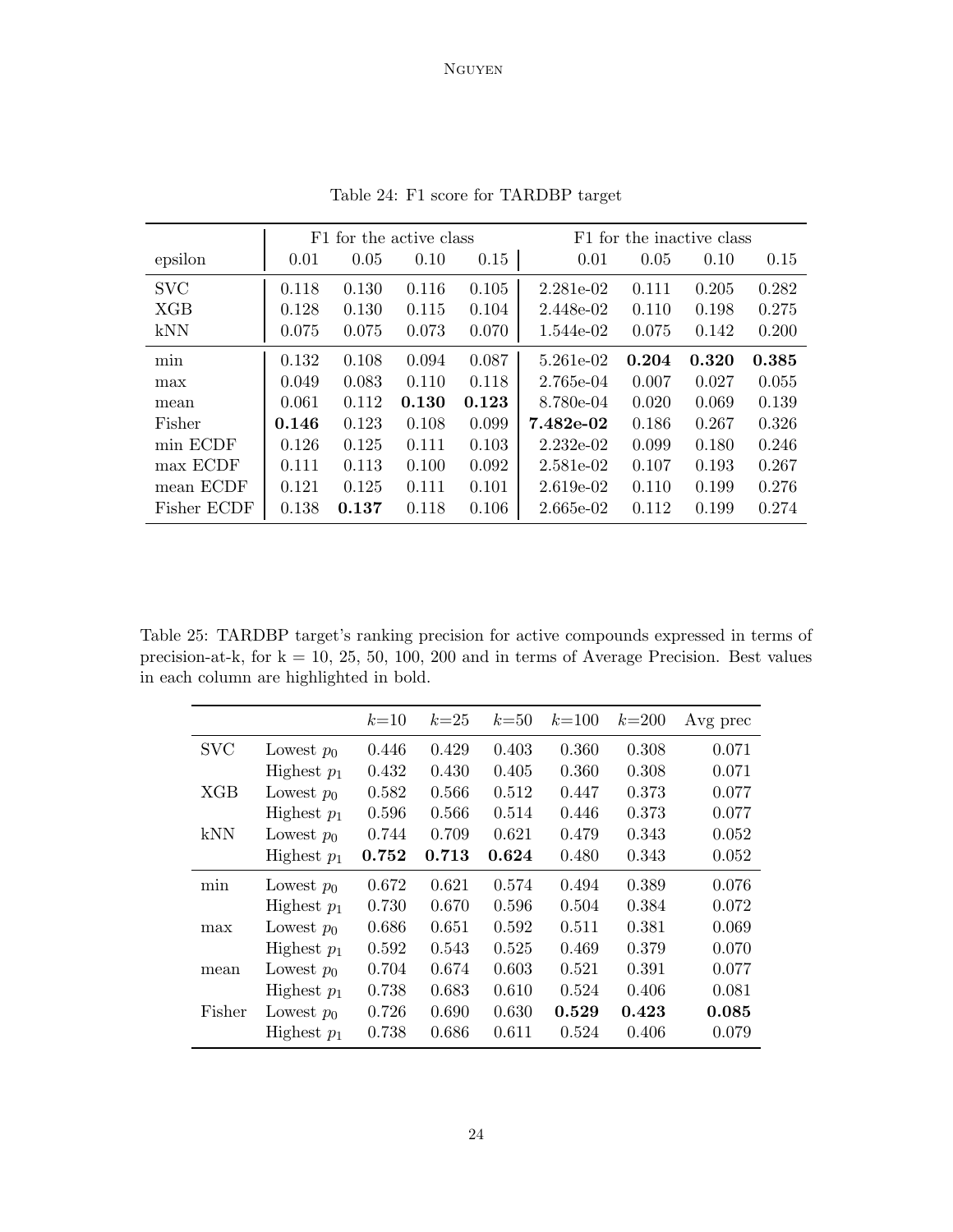Table 24: F1 score for TARDBP target

| | F1 for the active class | | | | F1 for the inactive class | | | |
|---|---|---|---|---|---|---|---|---|
| epsilon | 0.01 | 0.05 | 0.10 | 0.15 | 0.01 | 0.05 | 0.10 | 0.15 |
| SVC | 0.118 | 0.130 | 0.116 | 0.105 | 2.281e-02 | 0.111 | 0.205 | 0.282 |
| XGB | 0.128 | 0.130 | 0.115 | 0.104 | 2.448e-02 | 0.110 | 0.198 | 0.275 |
| kNN | 0.075 | 0.075 | 0.073 | 0.070 | 1.544e-02 | 0.075 | 0.142 | 0.200 |
| min | 0.132 | 0.108 | 0.094 | 0.087 | 5.261e-02 | **0.204** | **0.320** | **0.385** |
| max | 0.049 | 0.083 | 0.110 | 0.118 | 2.765e-04 | 0.007 | 0.027 | 0.055 |
| mean | 0.061 | 0.112 | **0.130** | **0.123** | 8.780e-04 | 0.020 | 0.069 | 0.139 |
| Fisher | **0.146** | 0.123 | 0.108 | 0.099 | **7.482e-02** | 0.186 | 0.267 | 0.326 |
| min ECDF | 0.126 | 0.125 | 0.111 | 0.103 | 2.232e-02 | 0.099 | 0.180 | 0.246 |
| max ECDF | 0.111 | 0.113 | 0.100 | 0.092 | 2.581e-02 | 0.107 | 0.193 | 0.267 |
| mean ECDF | 0.121 | 0.125 | 0.111 | 0.101 | 2.619e-02 | 0.110 | 0.199 | 0.276 |
| Fisher ECDF | 0.138 | **0.137** | 0.118 | 0.106 | 2.665e-02 | 0.112 | 0.199 | 0.274 |

Table 25: TARDBP target's ranking precision for active compounds expressed in terms of precision-at-k, for k = 10, 25, 50, 100, 200 and in terms of Average Precision. Best values in each column are highlighted in bold.

| | | $k$=10 | $k$=25 | $k$=50 | $k$=100 | $k$=200 | Avg prec |
|---|---|---|---|---|---|---|---|
| SVC | Lowest $p_0$ | 0.446 | 0.429 | 0.403 | 0.360 | 0.308 | 0.071 |
| | Highest $p_1$ | 0.432 | 0.430 | 0.405 | 0.360 | 0.308 | 0.071 |
| XGB | Lowest $p_0$ | 0.582 | 0.566 | 0.512 | 0.447 | 0.373 | 0.077 |
| | Highest $p_1$ | 0.596 | 0.566 | 0.514 | 0.446 | 0.373 | 0.077 |
| kNN | Lowest $p_0$ | 0.744 | 0.709 | 0.621 | 0.479 | 0.343 | 0.052 |
| | Highest $p_1$ | **0.752** | **0.713** | **0.624** | 0.480 | 0.343 | 0.052 |
| min | Lowest $p_0$ | 0.672 | 0.621 | 0.574 | 0.494 | 0.389 | 0.076 |
| | Highest $p_1$ | 0.730 | 0.670 | 0.596 | 0.504 | 0.384 | 0.072 |
| max | Lowest $p_0$ | 0.686 | 0.651 | 0.592 | 0.511 | 0.381 | 0.069 |
| | Highest $p_1$ | 0.592 | 0.543 | 0.525 | 0.469 | 0.379 | 0.070 |
| mean | Lowest $p_0$ | 0.704 | 0.674 | 0.603 | 0.521 | 0.391 | 0.077 |
| | Highest $p_1$ | 0.738 | 0.683 | 0.610 | 0.524 | 0.406 | 0.081 |
| Fisher | Lowest $p_0$ | 0.726 | 0.690 | 0.630 | **0.529** | **0.423** | **0.085** |
| | Highest $p_1$ | 0.738 | 0.686 | 0.611 | 0.524 | 0.406 | 0.079 |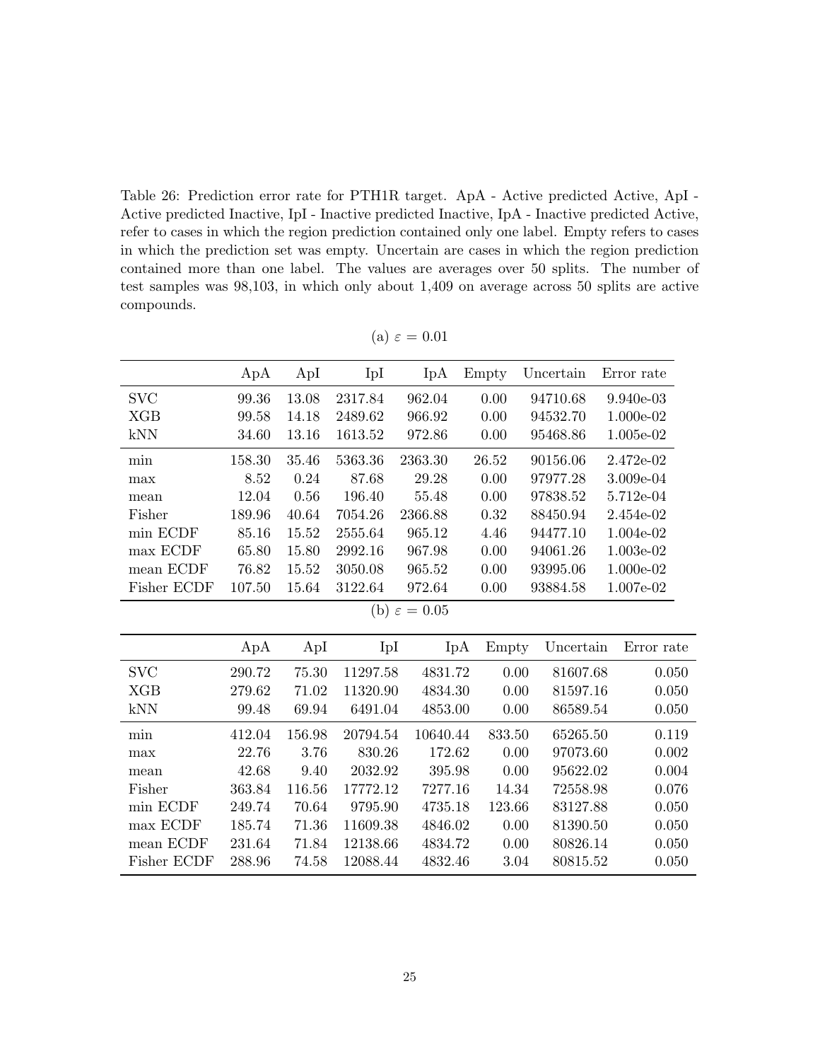Table 26: Prediction error rate for PTH1R target. ApA - Active predicted Active, ApI - Active predicted Inactive, IpI - Inactive predicted Inactive, IpA - Inactive predicted Active, refer to cases in which the region prediction contained only one label. Empty refers to cases in which the prediction set was empty. Uncertain are cases in which the region prediction contained more than one label. The values are averages over 50 splits. The number of test samples was 98,103, in which only about 1,409 on average across 50 splits are active compounds.

(a) $\varepsilon$ = 0.01

| | ApA | ApI | IpI | IpA | Empty | Uncertain | Error rate |
|---|---|---|---|---|---|---|---|
| SVC | 99.36 | 13.08 | 2317.84 | 962.04 | 0.00 | 94710.68 | 9.940e-03 |
| XGB | 99.58 | 14.18 | 2489.62 | 966.92 | 0.00 | 94532.70 | 1.000e-02 |
| kNN | 34.60 | 13.16 | 1613.52 | 972.86 | 0.00 | 95468.86 | 1.005e-02 |
| min | 158.30 | 35.46 | 5363.36 | 2363.30 | 26.52 | 90156.06 | 2.472e-02 |
| max | 8.52 | 0.24 | 87.68 | 29.28 | 0.00 | 97977.28 | 3.009e-04 |
| mean | 12.04 | 0.56 | 196.40 | 55.48 | 0.00 | 97838.52 | 5.712e-04 |
| Fisher | 189.96 | 40.64 | 7054.26 | 2366.88 | 0.32 | 88450.94 | 2.454e-02 |
| min ECDF | 85.16 | 15.52 | 2555.64 | 965.12 | 4.46 | 94477.10 | 1.004e-02 |
| max ECDF | 65.80 | 15.80 | 2992.16 | 967.98 | 0.00 | 94061.26 | 1.003e-02 |
| mean ECDF | 76.82 | 15.52 | 3050.08 | 965.52 | 0.00 | 93995.06 | 1.000e-02 |
| Fisher ECDF | 107.50 | 15.64 | 3122.64 | 972.64 | 0.00 | 93884.58 | 1.007e-02 |

(b) $\varepsilon$ = 0.05

| | ApA | ApI | IpI | IpA | Empty | Uncertain | Error rate |
|---|---|---|---|---|---|---|---|
| SVC | 290.72 | 75.30 | 11297.58 | 4831.72 | 0.00 | 81607.68 | 0.050 |
| XGB | 279.62 | 71.02 | 11320.90 | 4834.30 | 0.00 | 81597.16 | 0.050 |
| kNN | 99.48 | 69.94 | 6491.04 | 4853.00 | 0.00 | 86589.54 | 0.050 |
| min | 412.04 | 156.98 | 20794.54 | 10640.44 | 833.50 | 65265.50 | 0.119 |
| max | 22.76 | 3.76 | 830.26 | 172.62 | 0.00 | 97073.60 | 0.002 |
| mean | 42.68 | 9.40 | 2032.92 | 395.98 | 0.00 | 95622.02 | 0.004 |
| Fisher | 363.84 | 116.56 | 17772.12 | 7277.16 | 14.34 | 72558.98 | 0.076 |
| min ECDF | 249.74 | 70.64 | 9795.90 | 4735.18 | 123.66 | 83127.88 | 0.050 |
| max ECDF | 185.74 | 71.36 | 11609.38 | 4846.02 | 0.00 | 81390.50 | 0.050 |
| mean ECDF | 231.64 | 71.84 | 12138.66 | 4834.72 | 0.00 | 80826.14 | 0.050 |
| Fisher ECDF | 288.96 | 74.58 | 12088.44 | 4832.46 | 3.04 | 80815.52 | 0.050 |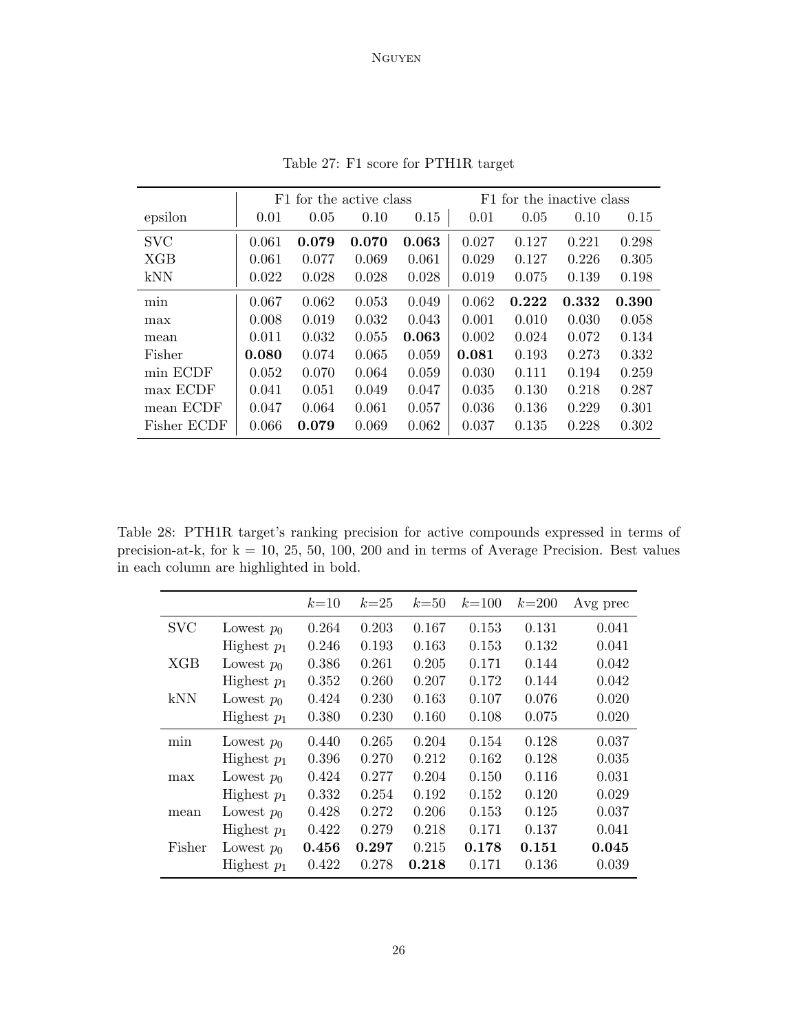Table 27: F1 score for PTH1R target

| | F1 for the active class | | | | F1 for the inactive class | | | |
|---|---|---|---|---|---|---|---|---|
| epsilon | 0.01 | 0.05 | 0.10 | 0.15 | 0.01 | 0.05 | 0.10 | 0.15 |
| SVC | 0.061 | **0.079** | **0.070** | **0.063** | 0.027 | 0.127 | 0.221 | 0.298 |
| XGB | 0.061 | 0.077 | 0.069 | 0.061 | 0.029 | 0.127 | 0.226 | 0.305 |
| kNN | 0.022 | 0.028 | 0.028 | 0.028 | 0.019 | 0.075 | 0.139 | 0.198 |
| min | 0.067 | 0.062 | 0.053 | 0.049 | 0.062 | **0.222** | **0.332** | **0.390** |
| max | 0.008 | 0.019 | 0.032 | 0.043 | 0.001 | 0.010 | 0.030 | 0.058 |
| mean | 0.011 | 0.032 | 0.055 | **0.063** | 0.002 | 0.024 | 0.072 | 0.134 |
| Fisher | **0.080** | 0.074 | 0.065 | 0.059 | **0.081** | 0.193 | 0.273 | 0.332 |
| min ECDF | 0.052 | 0.070 | 0.064 | 0.059 | 0.030 | 0.111 | 0.194 | 0.259 |
| max ECDF | 0.041 | 0.051 | 0.049 | 0.047 | 0.035 | 0.130 | 0.218 | 0.287 |
| mean ECDF | 0.047 | 0.064 | 0.061 | 0.057 | 0.036 | 0.136 | 0.229 | 0.301 |
| Fisher ECDF | 0.066 | **0.079** | 0.069 | 0.062 | 0.037 | 0.135 | 0.228 | 0.302 |

Table 28: PTH1R target's ranking precision for active compounds expressed in terms of precision-at-k, for k = 10, 25, 50, 100, 200 and in terms of Average Precision. Best values in each column are highlighted in bold.

| | | $k$=10 | $k$=25 | $k$=50 | $k$=100 | $k$=200 | Avg prec |
|---|---|---|---|---|---|---|---|
| SVC | Lowest $p_0$ | 0.264 | 0.203 | 0.167 | 0.153 | 0.131 | 0.041 |
| | Highest $p_1$ | 0.246 | 0.193 | 0.163 | 0.153 | 0.132 | 0.041 |
| XGB | Lowest $p_0$ | 0.386 | 0.261 | 0.205 | 0.171 | 0.144 | 0.042 |
| | Highest $p_1$ | 0.352 | 0.260 | 0.207 | 0.172 | 0.144 | 0.042 |
| kNN | Lowest $p_0$ | 0.424 | 0.230 | 0.163 | 0.107 | 0.076 | 0.020 |
| | Highest $p_1$ | 0.380 | 0.230 | 0.160 | 0.108 | 0.075 | 0.020 |
| min | Lowest $p_0$ | 0.440 | 0.265 | 0.204 | 0.154 | 0.128 | 0.037 |
| | Highest $p_1$ | 0.396 | 0.270 | 0.212 | 0.162 | 0.128 | 0.035 |
| max | Lowest $p_0$ | 0.424 | 0.277 | 0.204 | 0.150 | 0.116 | 0.031 |
| | Highest $p_1$ | 0.332 | 0.254 | 0.192 | 0.152 | 0.120 | 0.029 |
| mean | Lowest $p_0$ | 0.428 | 0.272 | 0.206 | 0.153 | 0.125 | 0.037 |
| | Highest $p_1$ | 0.422 | 0.279 | 0.218 | 0.171 | 0.137 | 0.041 |
| Fisher | Lowest $p_0$ | **0.456** | **0.297** | 0.215 | **0.178** | **0.151** | **0.045** |
| | Highest $p_1$ | 0.422 | 0.278 | **0.218** | 0.171 | 0.136 | 0.039 |